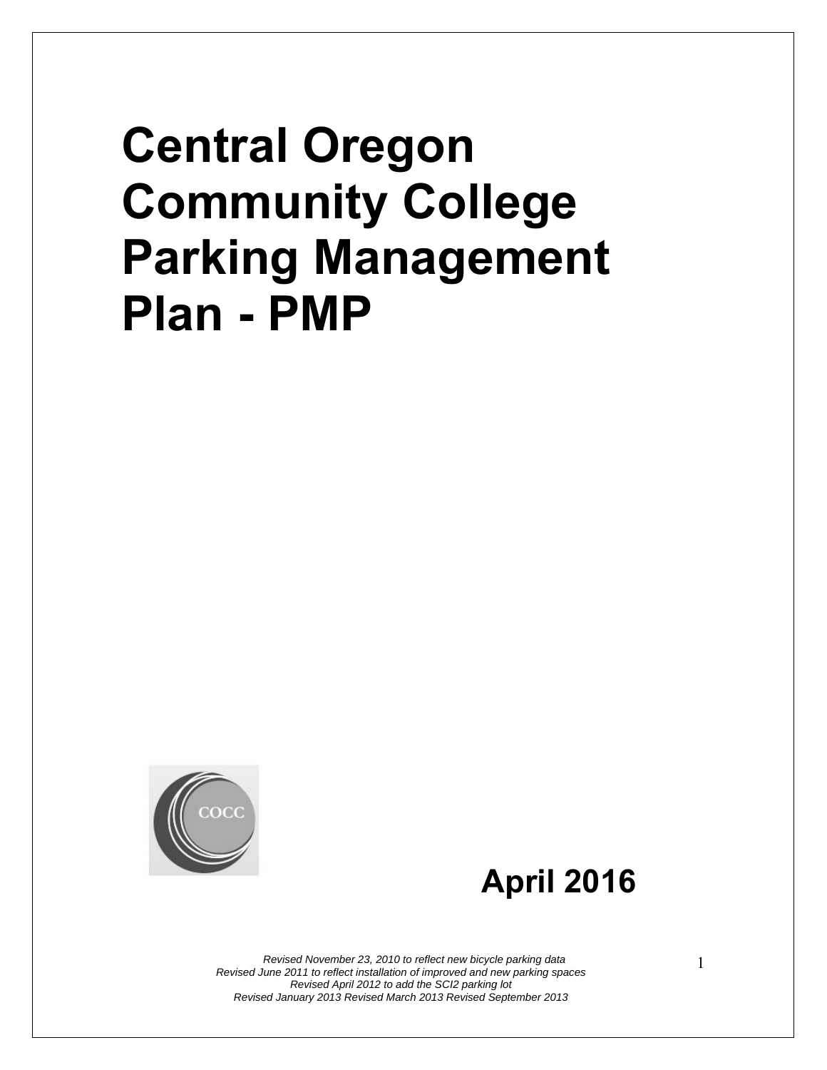# Central Oregon Community College Parking Management Plan - PMP

COCC

**April 2016**

*Revised November 23, 2010 to reflect new bicycle parking data*
*Revised June 2011 to reflect installation of improved and new parking spaces*
*Revised April 2012 to add the SCI2 parking lot*
*Revised January 2013 Revised March 2013 Revised September 2013*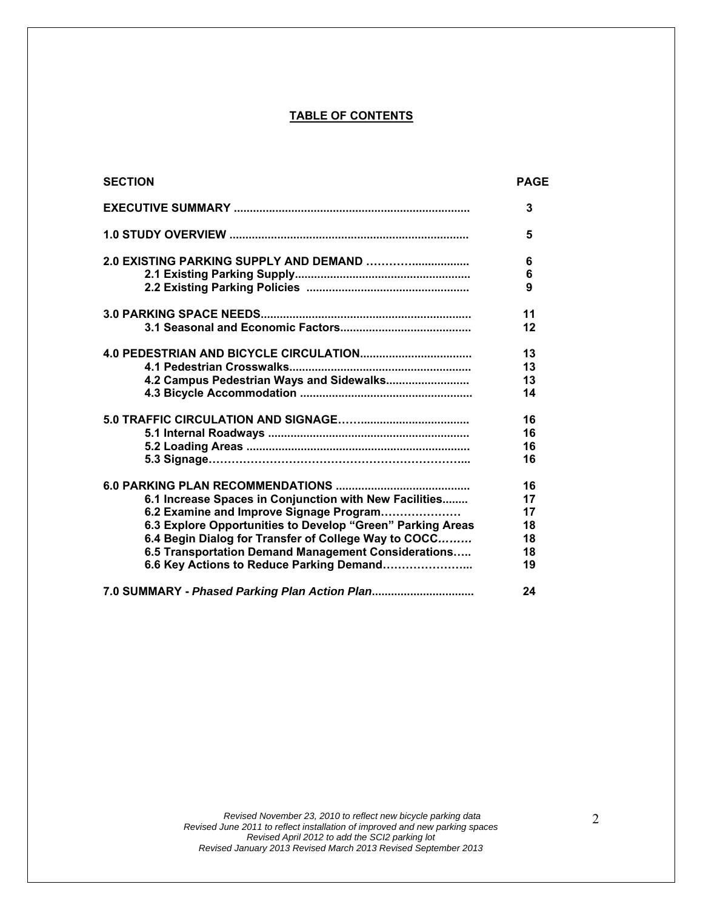## TABLE OF CONTENTS

| SECTION | PAGE |
|---|---|
| **EXECUTIVE SUMMARY** | **3** |
| **1.0 STUDY OVERVIEW** | **5** |
| **2.0 EXISTING PARKING SUPPLY AND DEMAND** | **6** |
| **2.1 Existing Parking Supply** | **6** |
| **2.2 Existing Parking Policies** | **9** |
| **3.0 PARKING SPACE NEEDS** | **11** |
| **3.1 Seasonal and Economic Factors** | **12** |
| **4.0 PEDESTRIAN AND BICYCLE CIRCULATION** | **13** |
| **4.1 Pedestrian Crosswalks** | **13** |
| **4.2 Campus Pedestrian Ways and Sidewalks** | **13** |
| **4.3 Bicycle Accommodation** | **14** |
| **5.0 TRAFFIC CIRCULATION AND SIGNAGE** | **16** |
| **5.1 Internal Roadways** | **16** |
| **5.2 Loading Areas** | **16** |
| **5.3 Signage** | **16** |
| **6.0 PARKING PLAN RECOMMENDATIONS** | **16** |
| **6.1 Increase Spaces in Conjunction with New Facilities** | **17** |
| **6.2 Examine and Improve Signage Program** | **17** |
| **6.3 Explore Opportunities to Develop "Green" Parking Areas** | **18** |
| **6.4 Begin Dialog for Transfer of College Way to COCC** | **18** |
| **6.5 Transportation Demand Management Considerations** | **18** |
| **6.6 Key Actions to Reduce Parking Demand** | **19** |
| **7.0 SUMMARY - *Phased Parking Plan Action Plan*** | **24** |

*Revised November 23, 2010 to reflect new bicycle parking data*
*Revised June 2011 to reflect installation of improved and new parking spaces*
*Revised April 2012 to add the SCI2 parking lot*
*Revised January 2013 Revised March 2013 Revised September 2013*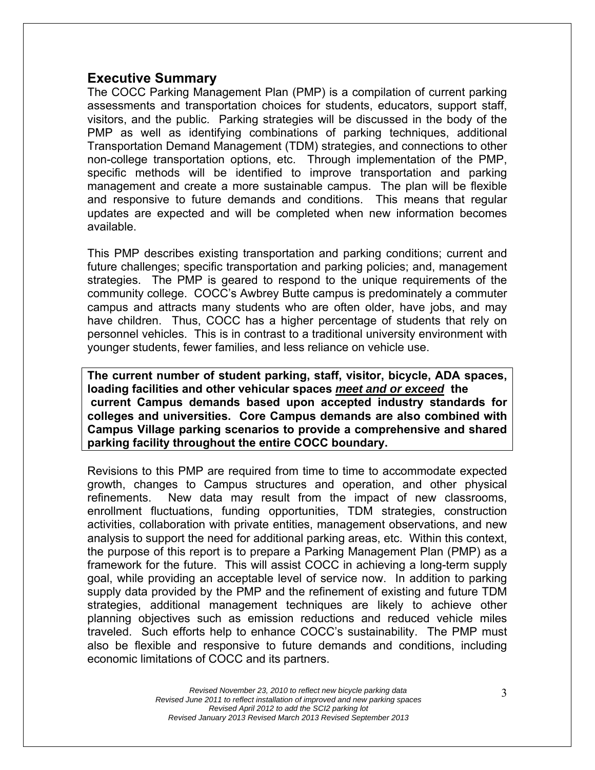## Executive Summary

The COCC Parking Management Plan (PMP) is a compilation of current parking assessments and transportation choices for students, educators, support staff, visitors, and the public. Parking strategies will be discussed in the body of the PMP as well as identifying combinations of parking techniques, additional Transportation Demand Management (TDM) strategies, and connections to other non-college transportation options, etc. Through implementation of the PMP, specific methods will be identified to improve transportation and parking management and create a more sustainable campus. The plan will be flexible and responsive to future demands and conditions. This means that regular updates are expected and will be completed when new information becomes available.

This PMP describes existing transportation and parking conditions; current and future challenges; specific transportation and parking policies; and, management strategies. The PMP is geared to respond to the unique requirements of the community college. COCC's Awbrey Butte campus is predominately a commuter campus and attracts many students who are often older, have jobs, and may have children. Thus, COCC has a higher percentage of students that rely on personnel vehicles. This is in contrast to a traditional university environment with younger students, fewer families, and less reliance on vehicle use.

**The current number of student parking, staff, visitor, bicycle, ADA spaces, loading facilities and other vehicular spaces *meet and or exceed* the current Campus demands based upon accepted industry standards for colleges and universities. Core Campus demands are also combined with Campus Village parking scenarios to provide a comprehensive and shared parking facility throughout the entire COCC boundary.**

Revisions to this PMP are required from time to time to accommodate expected growth, changes to Campus structures and operation, and other physical refinements. New data may result from the impact of new classrooms, enrollment fluctuations, funding opportunities, TDM strategies, construction activities, collaboration with private entities, management observations, and new analysis to support the need for additional parking areas, etc. Within this context, the purpose of this report is to prepare a Parking Management Plan (PMP) as a framework for the future. This will assist COCC in achieving a long-term supply goal, while providing an acceptable level of service now. In addition to parking supply data provided by the PMP and the refinement of existing and future TDM strategies, additional management techniques are likely to achieve other planning objectives such as emission reductions and reduced vehicle miles traveled. Such efforts help to enhance COCC's sustainability. The PMP must also be flexible and responsive to future demands and conditions, including economic limitations of COCC and its partners.

*Revised November 23, 2010 to reflect new bicycle parking data*
*Revised June 2011 to reflect installation of improved and new parking spaces*
*Revised April 2012 to add the SCI2 parking lot*
*Revised January 2013 Revised March 2013 Revised September 2013*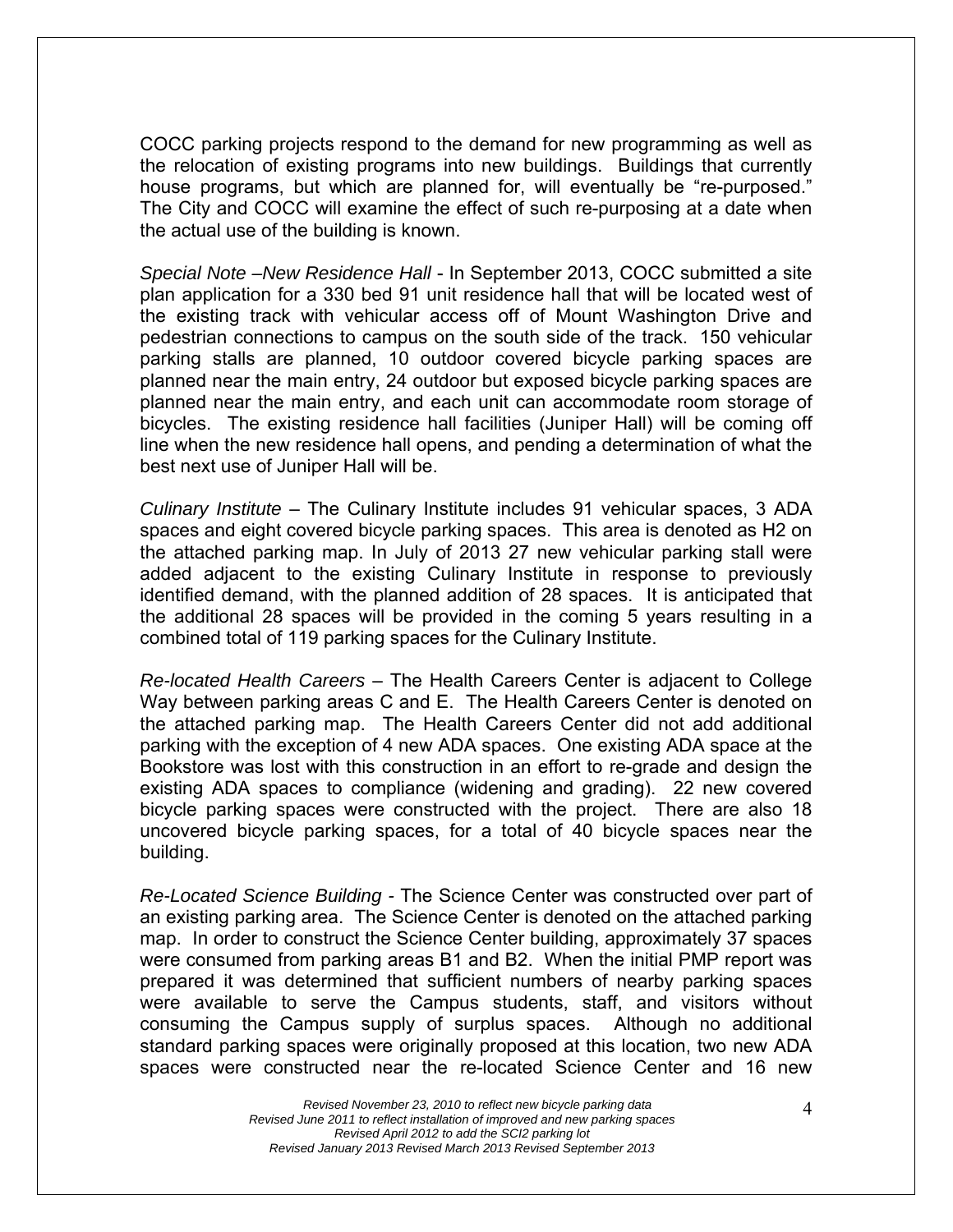COCC parking projects respond to the demand for new programming as well as the relocation of existing programs into new buildings. Buildings that currently house programs, but which are planned for, will eventually be "re-purposed." The City and COCC will examine the effect of such re-purposing at a date when the actual use of the building is known.

*Special Note –New Residence Hall* - In September 2013, COCC submitted a site plan application for a 330 bed 91 unit residence hall that will be located west of the existing track with vehicular access off of Mount Washington Drive and pedestrian connections to campus on the south side of the track. 150 vehicular parking stalls are planned, 10 outdoor covered bicycle parking spaces are planned near the main entry, 24 outdoor but exposed bicycle parking spaces are planned near the main entry, and each unit can accommodate room storage of bicycles. The existing residence hall facilities (Juniper Hall) will be coming off line when the new residence hall opens, and pending a determination of what the best next use of Juniper Hall will be.

*Culinary Institute* – The Culinary Institute includes 91 vehicular spaces, 3 ADA spaces and eight covered bicycle parking spaces. This area is denoted as H2 on the attached parking map. In July of 2013 27 new vehicular parking stall were added adjacent to the existing Culinary Institute in response to previously identified demand, with the planned addition of 28 spaces. It is anticipated that the additional 28 spaces will be provided in the coming 5 years resulting in a combined total of 119 parking spaces for the Culinary Institute.

*Re-located Health Careers* – The Health Careers Center is adjacent to College Way between parking areas C and E. The Health Careers Center is denoted on the attached parking map. The Health Careers Center did not add additional parking with the exception of 4 new ADA spaces. One existing ADA space at the Bookstore was lost with this construction in an effort to re-grade and design the existing ADA spaces to compliance (widening and grading). 22 new covered bicycle parking spaces were constructed with the project. There are also 18 uncovered bicycle parking spaces, for a total of 40 bicycle spaces near the building.

*Re-Located Science Building* - The Science Center was constructed over part of an existing parking area. The Science Center is denoted on the attached parking map. In order to construct the Science Center building, approximately 37 spaces were consumed from parking areas B1 and B2. When the initial PMP report was prepared it was determined that sufficient numbers of nearby parking spaces were available to serve the Campus students, staff, and visitors without consuming the Campus supply of surplus spaces. Although no additional standard parking spaces were originally proposed at this location, two new ADA spaces were constructed near the re-located Science Center and 16 new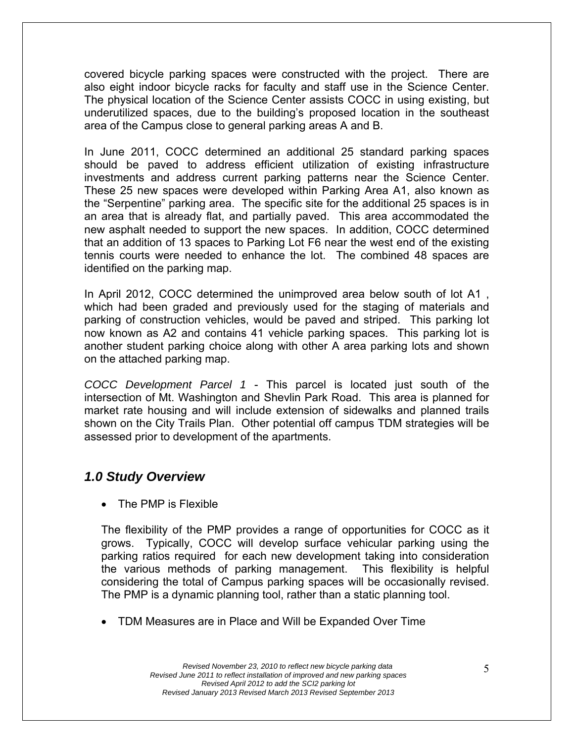covered bicycle parking spaces were constructed with the project. There are also eight indoor bicycle racks for faculty and staff use in the Science Center. The physical location of the Science Center assists COCC in using existing, but underutilized spaces, due to the building's proposed location in the southeast area of the Campus close to general parking areas A and B.

In June 2011, COCC determined an additional 25 standard parking spaces should be paved to address efficient utilization of existing infrastructure investments and address current parking patterns near the Science Center. These 25 new spaces were developed within Parking Area A1, also known as the "Serpentine" parking area. The specific site for the additional 25 spaces is in an area that is already flat, and partially paved. This area accommodated the new asphalt needed to support the new spaces. In addition, COCC determined that an addition of 13 spaces to Parking Lot F6 near the west end of the existing tennis courts were needed to enhance the lot. The combined 48 spaces are identified on the parking map.

In April 2012, COCC determined the unimproved area below south of lot A1 , which had been graded and previously used for the staging of materials and parking of construction vehicles, would be paved and striped. This parking lot now known as A2 and contains 41 vehicle parking spaces. This parking lot is another student parking choice along with other A area parking lots and shown on the attached parking map.

*COCC Development Parcel 1* - This parcel is located just south of the intersection of Mt. Washington and Shevlin Park Road. This area is planned for market rate housing and will include extension of sidewalks and planned trails shown on the City Trails Plan. Other potential off campus TDM strategies will be assessed prior to development of the apartments.

## *1.0 Study Overview*

- The PMP is Flexible

The flexibility of the PMP provides a range of opportunities for COCC as it grows. Typically, COCC will develop surface vehicular parking using the parking ratios required for each new development taking into consideration the various methods of parking management. This flexibility is helpful considering the total of Campus parking spaces will be occasionally revised. The PMP is a dynamic planning tool, rather than a static planning tool.

- TDM Measures are in Place and Will be Expanded Over Time

*Revised November 23, 2010 to reflect new bicycle parking data*
*Revised June 2011 to reflect installation of improved and new parking spaces*
*Revised April 2012 to add the SCI2 parking lot*
*Revised January 2013 Revised March 2013 Revised September 2013*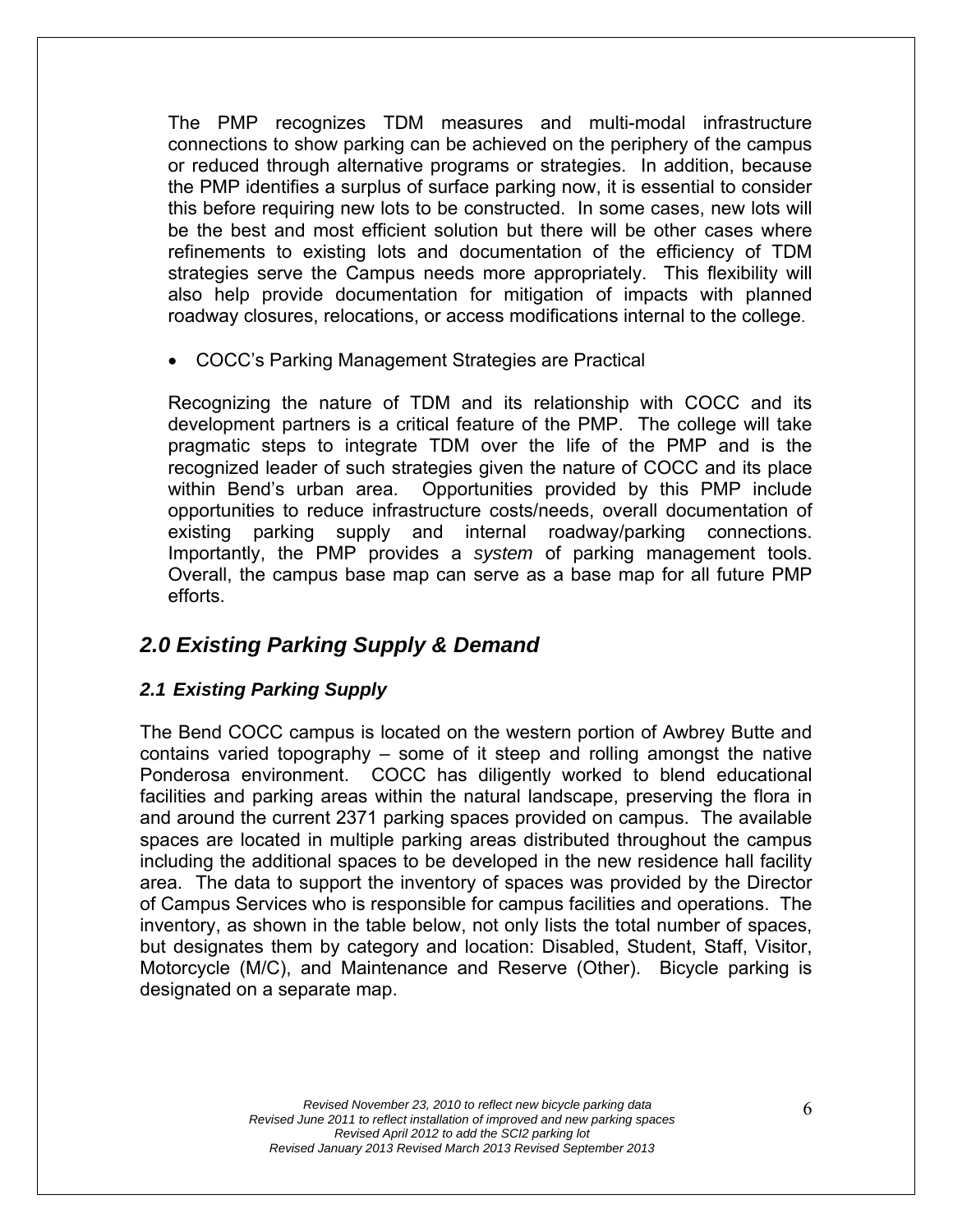The PMP recognizes TDM measures and multi-modal infrastructure connections to show parking can be achieved on the periphery of the campus or reduced through alternative programs or strategies. In addition, because the PMP identifies a surplus of surface parking now, it is essential to consider this before requiring new lots to be constructed. In some cases, new lots will be the best and most efficient solution but there will be other cases where refinements to existing lots and documentation of the efficiency of TDM strategies serve the Campus needs more appropriately. This flexibility will also help provide documentation for mitigation of impacts with planned roadway closures, relocations, or access modifications internal to the college.

- COCC's Parking Management Strategies are Practical

Recognizing the nature of TDM and its relationship with COCC and its development partners is a critical feature of the PMP. The college will take pragmatic steps to integrate TDM over the life of the PMP and is the recognized leader of such strategies given the nature of COCC and its place within Bend's urban area. Opportunities provided by this PMP include opportunities to reduce infrastructure costs/needs, overall documentation of existing parking supply and internal roadway/parking connections. Importantly, the PMP provides a *system* of parking management tools. Overall, the campus base map can serve as a base map for all future PMP efforts.

## *2.0 Existing Parking Supply & Demand*

### *2.1 Existing Parking Supply*

The Bend COCC campus is located on the western portion of Awbrey Butte and contains varied topography – some of it steep and rolling amongst the native Ponderosa environment. COCC has diligently worked to blend educational facilities and parking areas within the natural landscape, preserving the flora in and around the current 2371 parking spaces provided on campus. The available spaces are located in multiple parking areas distributed throughout the campus including the additional spaces to be developed in the new residence hall facility area. The data to support the inventory of spaces was provided by the Director of Campus Services who is responsible for campus facilities and operations. The inventory, as shown in the table below, not only lists the total number of spaces, but designates them by category and location: Disabled, Student, Staff, Visitor, Motorcycle (M/C), and Maintenance and Reserve (Other). Bicycle parking is designated on a separate map.

*Revised November 23, 2010 to reflect new bicycle parking data*
*Revised June 2011 to reflect installation of improved and new parking spaces*
*Revised April 2012 to add the SCI2 parking lot*
*Revised January 2013 Revised March 2013 Revised September 2013*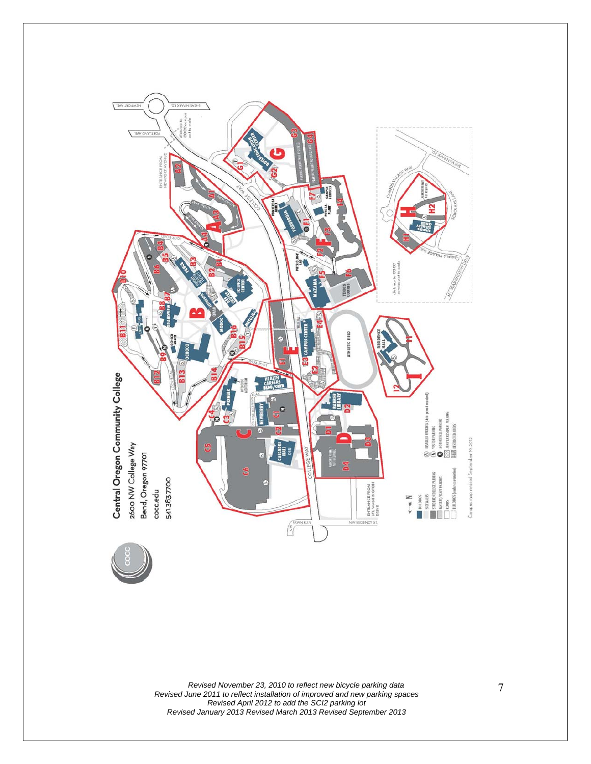# Central Oregon Community College

2600 NW College Way
Bend, Oregon 97701
cocc.edu
541.383.7700

*Revised November 23, 2010 to reflect new bicycle parking data*
*Revised June 2011 to reflect installation of improved and new parking spaces*
*Revised April 2012 to add the SCI2 parking lot*
*Revised January 2013 Revised March 2013 Revised September 2013*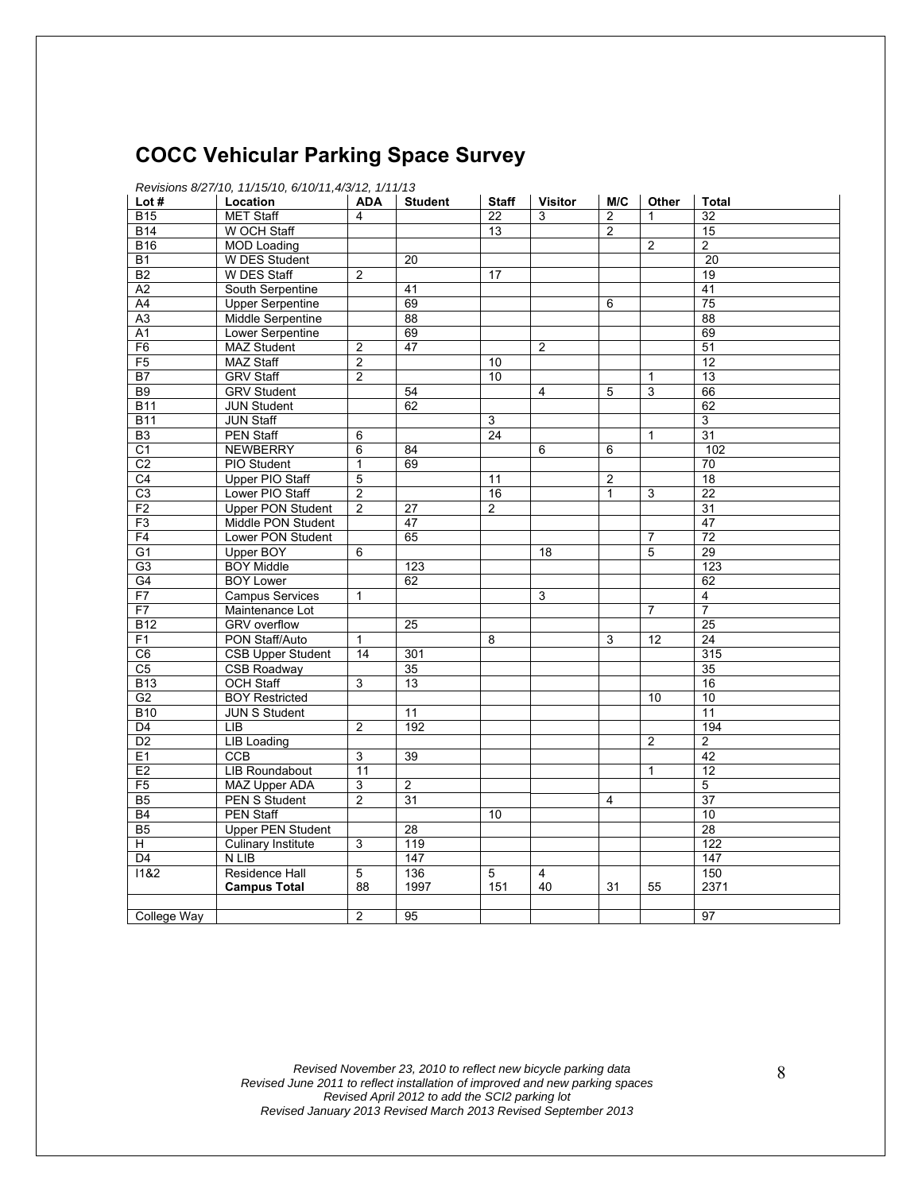# COCC Vehicular Parking Space Survey

*Revisions 8/27/10, 11/15/10, 6/10/11,4/3/12, 1/11/13*

| Lot # | Location | ADA | Student | Staff | Visitor | M/C | Other | Total |
|---|---|---|---|---|---|---|---|---|
| B15 | MET Staff | 4 | | 22 | 3 | 2 | 1 | 32 |
| B14 | W OCH Staff | | | 13 | | 2 | | 15 |
| B16 | MOD Loading | | | | | | 2 | 2 |
| B1 | W DES Student | | 20 | | | | | 20 |
| B2 | W DES Staff | 2 | | 17 | | | | 19 |
| A2 | South Serpentine | | 41 | | | | | 41 |
| A4 | Upper Serpentine | | 69 | | | 6 | | 75 |
| A3 | Middle Serpentine | | 88 | | | | | 88 |
| A1 | Lower Serpentine | | 69 | | | | | 69 |
| F6 | MAZ Student | 2 | 47 | | 2 | | | 51 |
| F5 | MAZ Staff | 2 | | 10 | | | | 12 |
| B7 | GRV Staff | 2 | | 10 | | | 1 | 13 |
| B9 | GRV Student | | 54 | | 4 | 5 | 3 | 66 |
| B11 | JUN Student | | 62 | | | | | 62 |
| B11 | JUN Staff | | | 3 | | | | 3 |
| B3 | PEN Staff | 6 | | 24 | | | 1 | 31 |
| C1 | NEWBERRY | 6 | 84 | | 6 | 6 | | 102 |
| C2 | PIO Student | 1 | 69 | | | | | 70 |
| C4 | Upper PIO Staff | 5 | | 11 | | 2 | | 18 |
| C3 | Lower PIO Staff | 2 | | 16 | | 1 | 3 | 22 |
| F2 | Upper PON Student | 2 | 27 | 2 | | | | 31 |
| F3 | Middle PON Student | | 47 | | | | | 47 |
| F4 | Lower PON Student | | 65 | | | | 7 | 72 |
| G1 | Upper BOY | 6 | | | 18 | | 5 | 29 |
| G3 | BOY Middle | | 123 | | | | | 123 |
| G4 | BOY Lower | | 62 | | | | | 62 |
| F7 | Campus Services | 1 | | | 3 | | | 4 |
| F7 | Maintenance Lot | | | | | | 7 | 7 |
| B12 | GRV overflow | | 25 | | | | | 25 |
| F1 | PON Staff/Auto | 1 | | 8 | | 3 | 12 | 24 |
| C6 | CSB Upper Student | 14 | 301 | | | | | 315 |
| C5 | CSB Roadway | | 35 | | | | | 35 |
| B13 | OCH Staff | 3 | 13 | | | | | 16 |
| G2 | BOY Restricted | | | | | | 10 | 10 |
| B10 | JUN S Student | | 11 | | | | | 11 |
| D4 | LIB | 2 | 192 | | | | | 194 |
| D2 | LIB Loading | | | | | | 2 | 2 |
| E1 | CCB | 3 | 39 | | | | | 42 |
| E2 | LIB Roundabout | 11 | | | | | 1 | 12 |
| F5 | MAZ Upper ADA | 3 | 2 | | | | | 5 |
| B5 | PEN S Student | 2 | 31 | | | 4 | | 37 |
| B4 | PEN Staff | | | 10 | | | | 10 |
| B5 | Upper PEN Student | | 28 | | | | | 28 |
| H | Culinary Institute | 3 | 119 | | | | | 122 |
| D4 | N LIB | | 147 | | | | | 147 |
| I1&2 | Residence Hall | 5 | 136 | 5 | 4 | | | 150 |
| | **Campus Total** | 88 | 1997 | 151 | 40 | 31 | 55 | 2371 |
| | | | | | | | | |
| College Way | | 2 | 95 | | | | | 97 |

*Revised November 23, 2010 to reflect new bicycle parking data*
*Revised June 2011 to reflect installation of improved and new parking spaces*
*Revised April 2012 to add the SCI2 parking lot*
*Revised January 2013 Revised March 2013 Revised September 2013*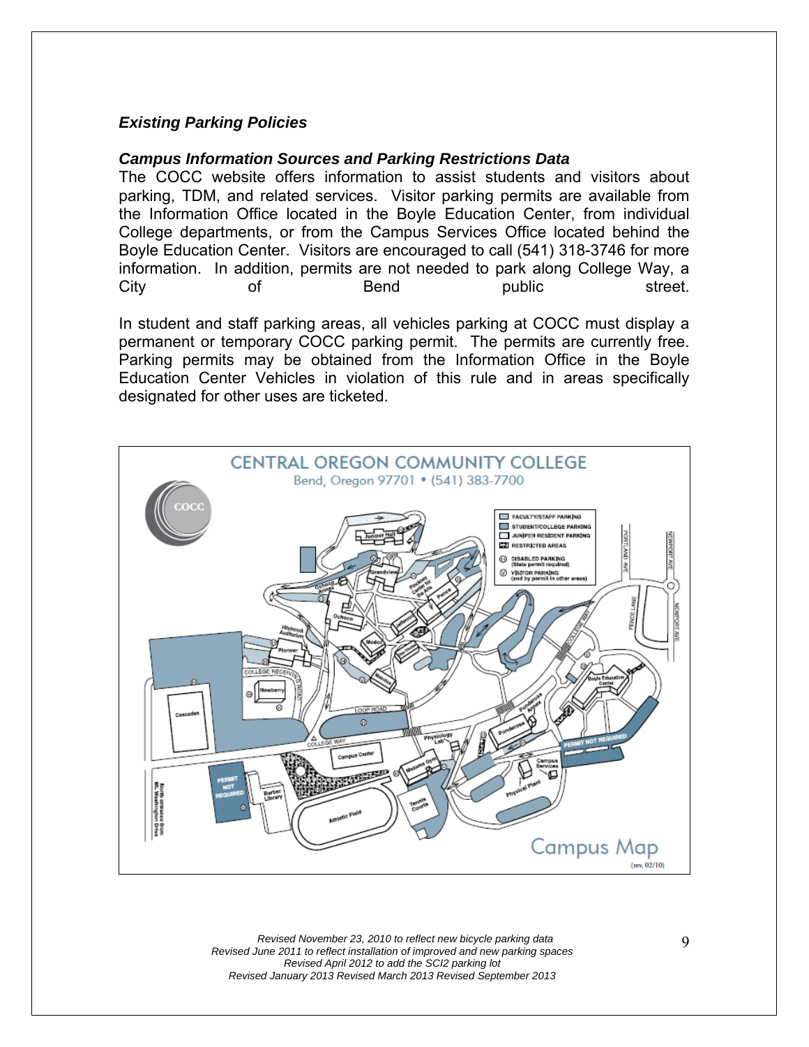### *Existing Parking Policies*

### *Campus Information Sources and Parking Restrictions Data*

The COCC website offers information to assist students and visitors about parking, TDM, and related services. Visitor parking permits are available from the Information Office located in the Boyle Education Center, from individual College departments, or from the Campus Services Office located behind the Boyle Education Center. Visitors are encouraged to call (541) 318-3746 for more information. In addition, permits are not needed to park along College Way, a City of Bend public street.

In student and staff parking areas, all vehicles parking at COCC must display a permanent or temporary COCC parking permit. The permits are currently free. Parking permits may be obtained from the Information Office in the Boyle Education Center Vehicles in violation of this rule and in areas specifically designated for other uses are ticketed.

*Revised November 23, 2010 to reflect new bicycle parking data*
*Revised June 2011 to reflect installation of improved and new parking spaces*
*Revised April 2012 to add the SCI2 parking lot*
*Revised January 2013 Revised March 2013 Revised September 2013*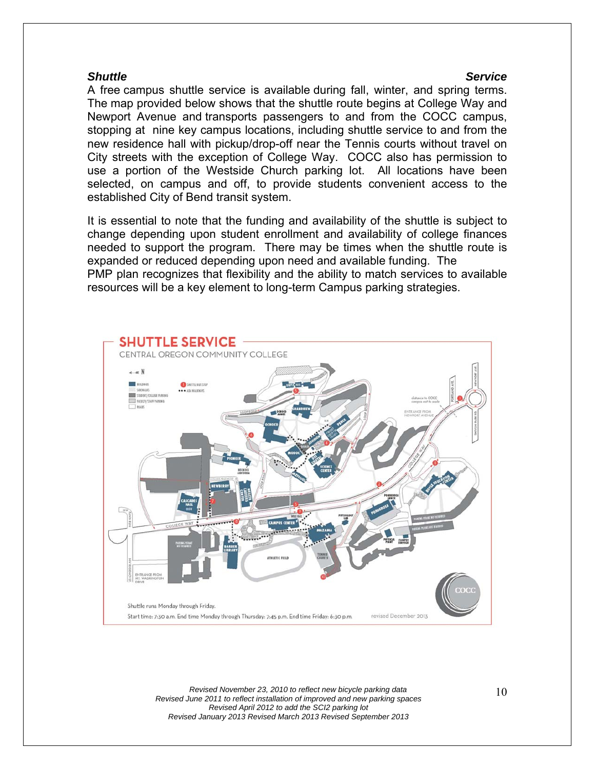***Shuttle Service***

A free campus shuttle service is available during fall, winter, and spring terms. The map provided below shows that the shuttle route begins at College Way and Newport Avenue and transports passengers to and from the COCC campus, stopping at nine key campus locations, including shuttle service to and from the new residence hall with pickup/drop-off near the Tennis courts without travel on City streets with the exception of College Way. COCC also has permission to use a portion of the Westside Church parking lot. All locations have been selected, on campus and off, to provide students convenient access to the established City of Bend transit system.

It is essential to note that the funding and availability of the shuttle is subject to change depending upon student enrollment and availability of college finances needed to support the program. There may be times when the shuttle route is expanded or reduced depending upon need and available funding. The PMP plan recognizes that flexibility and the ability to match services to available resources will be a key element to long-term Campus parking strategies.

SHUTTLE SERVICE

CENTRAL OREGON COMMUNITY COLLEGE

Shuttle runs Monday through Friday.

Start time: 7:30 a.m. End time Monday through Thursday: 7:45 p.m. End time Friday: 6:30 p.m.

revised December 2013

*Revised November 23, 2010 to reflect new bicycle parking data*
*Revised June 2011 to reflect installation of improved and new parking spaces*
*Revised April 2012 to add the SCI2 parking lot*
*Revised January 2013 Revised March 2013 Revised September 2013*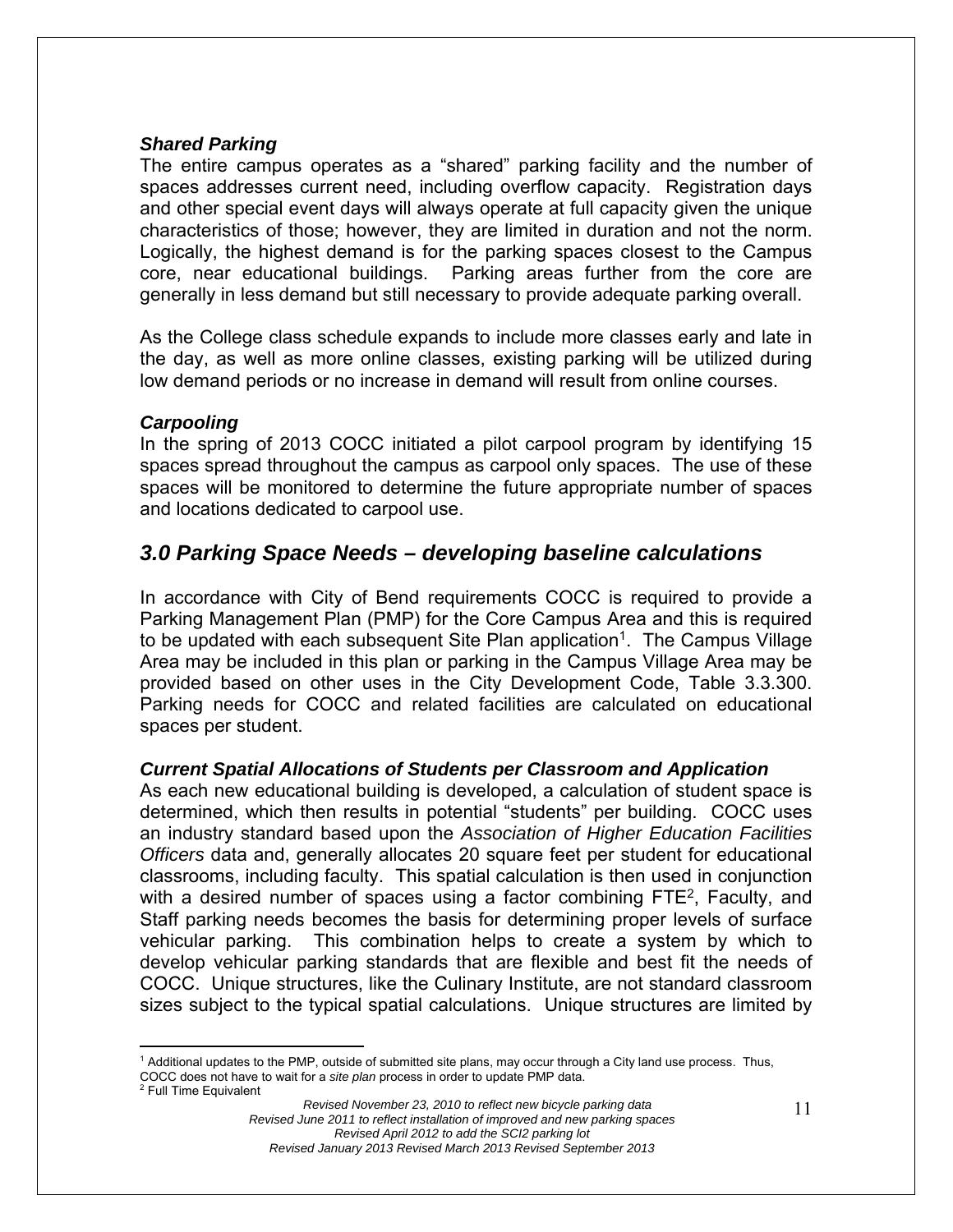### *Shared Parking*

The entire campus operates as a "shared" parking facility and the number of spaces addresses current need, including overflow capacity. Registration days and other special event days will always operate at full capacity given the unique characteristics of those; however, they are limited in duration and not the norm. Logically, the highest demand is for the parking spaces closest to the Campus core, near educational buildings. Parking areas further from the core are generally in less demand but still necessary to provide adequate parking overall.

As the College class schedule expands to include more classes early and late in the day, as well as more online classes, existing parking will be utilized during low demand periods or no increase in demand will result from online courses.

### *Carpooling*

In the spring of 2013 COCC initiated a pilot carpool program by identifying 15 spaces spread throughout the campus as carpool only spaces. The use of these spaces will be monitored to determine the future appropriate number of spaces and locations dedicated to carpool use.

## *3.0 Parking Space Needs – developing baseline calculations*

In accordance with City of Bend requirements COCC is required to provide a Parking Management Plan (PMP) for the Core Campus Area and this is required to be updated with each subsequent Site Plan application[1]. The Campus Village Area may be included in this plan or parking in the Campus Village Area may be provided based on other uses in the City Development Code, Table 3.3.300. Parking needs for COCC and related facilities are calculated on educational spaces per student.

### *Current Spatial Allocations of Students per Classroom and Application*

As each new educational building is developed, a calculation of student space is determined, which then results in potential "students" per building. COCC uses an industry standard based upon the *Association of Higher Education Facilities Officers* data and, generally allocates 20 square feet per student for educational classrooms, including faculty. This spatial calculation is then used in conjunction with a desired number of spaces using a factor combining FTE[2], Faculty, and Staff parking needs becomes the basis for determining proper levels of surface vehicular parking. This combination helps to create a system by which to develop vehicular parking standards that are flexible and best fit the needs of COCC. Unique structures, like the Culinary Institute, are not standard classroom sizes subject to the typical spatial calculations. Unique structures are limited by

---

[1] Additional updates to the PMP, outside of submitted site plans, may occur through a City land use process. Thus, COCC does not have to wait for a *site plan* process in order to update PMP data.

[2] Full Time Equivalent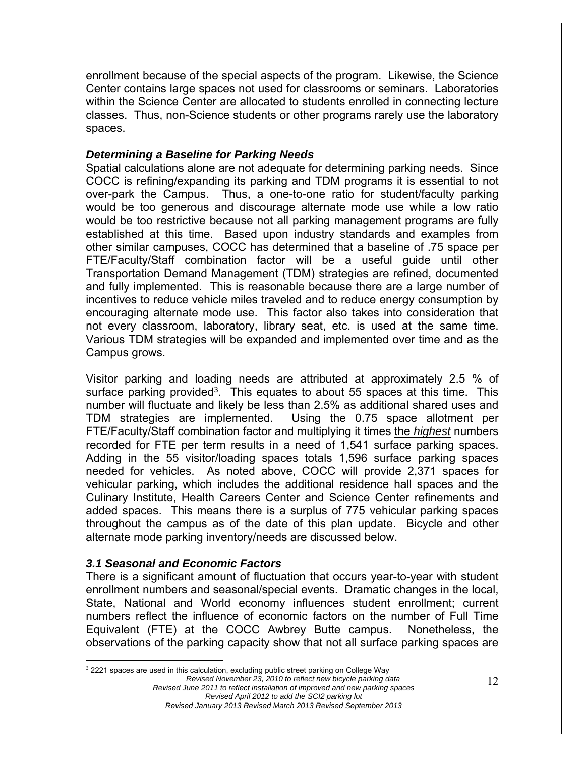enrollment because of the special aspects of the program. Likewise, the Science Center contains large spaces not used for classrooms or seminars. Laboratories within the Science Center are allocated to students enrolled in connecting lecture classes. Thus, non-Science students or other programs rarely use the laboratory spaces.

***Determining a Baseline for Parking Needs***

Spatial calculations alone are not adequate for determining parking needs. Since COCC is refining/expanding its parking and TDM programs it is essential to not over-park the Campus. Thus, a one-to-one ratio for student/faculty parking would be too generous and discourage alternate mode use while a low ratio would be too restrictive because not all parking management programs are fully established at this time. Based upon industry standards and examples from other similar campuses, COCC has determined that a baseline of .75 space per FTE/Faculty/Staff combination factor will be a useful guide until other Transportation Demand Management (TDM) strategies are refined, documented and fully implemented. This is reasonable because there are a large number of incentives to reduce vehicle miles traveled and to reduce energy consumption by encouraging alternate mode use. This factor also takes into consideration that not every classroom, laboratory, library seat, etc. is used at the same time. Various TDM strategies will be expanded and implemented over time and as the Campus grows.

Visitor parking and loading needs are attributed at approximately 2.5 % of surface parking provided[3]. This equates to about 55 spaces at this time. This number will fluctuate and likely be less than 2.5% as additional shared uses and TDM strategies are implemented. Using the 0.75 space allotment per FTE/Faculty/Staff combination factor and multiplying it times the ***highest*** numbers recorded for FTE per term results in a need of 1,541 surface parking spaces. Adding in the 55 visitor/loading spaces totals 1,596 surface parking spaces needed for vehicles. As noted above, COCC will provide 2,371 spaces for vehicular parking, which includes the additional residence hall spaces and the Culinary Institute, Health Careers Center and Science Center refinements and added spaces. This means there is a surplus of 775 vehicular parking spaces throughout the campus as of the date of this plan update. Bicycle and other alternate mode parking inventory/needs are discussed below.

***3.1 Seasonal and Economic Factors***

There is a significant amount of fluctuation that occurs year-to-year with student enrollment numbers and seasonal/special events. Dramatic changes in the local, State, National and World economy influences student enrollment; current numbers reflect the influence of economic factors on the number of Full Time Equivalent (FTE) at the COCC Awbrey Butte campus. Nonetheless, the observations of the parking capacity show that not all surface parking spaces are

[3] 2221 spaces are used in this calculation, excluding public street parking on College Way

*Revised November 23, 2010 to reflect new bicycle parking data*
*Revised June 2011 to reflect installation of improved and new parking spaces*
*Revised April 2012 to add the SCI2 parking lot*
*Revised January 2013 Revised March 2013 Revised September 2013*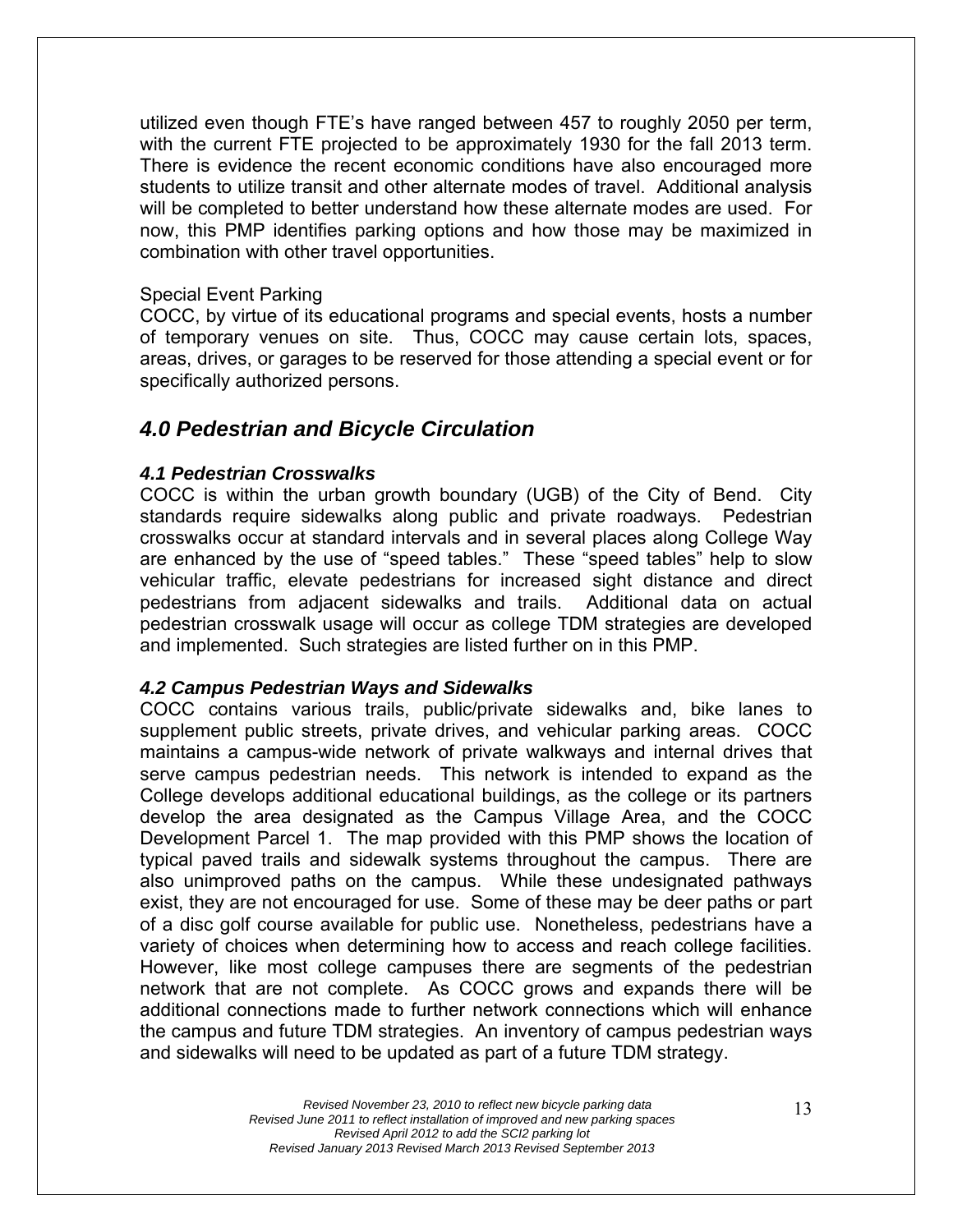utilized even though FTE's have ranged between 457 to roughly 2050 per term, with the current FTE projected to be approximately 1930 for the fall 2013 term. There is evidence the recent economic conditions have also encouraged more students to utilize transit and other alternate modes of travel. Additional analysis will be completed to better understand how these alternate modes are used. For now, this PMP identifies parking options and how those may be maximized in combination with other travel opportunities.

Special Event Parking

COCC, by virtue of its educational programs and special events, hosts a number of temporary venues on site. Thus, COCC may cause certain lots, spaces, areas, drives, or garages to be reserved for those attending a special event or for specifically authorized persons.

## *4.0 Pedestrian and Bicycle Circulation*

### *4.1 Pedestrian Crosswalks*

COCC is within the urban growth boundary (UGB) of the City of Bend. City standards require sidewalks along public and private roadways. Pedestrian crosswalks occur at standard intervals and in several places along College Way are enhanced by the use of "speed tables." These "speed tables" help to slow vehicular traffic, elevate pedestrians for increased sight distance and direct pedestrians from adjacent sidewalks and trails. Additional data on actual pedestrian crosswalk usage will occur as college TDM strategies are developed and implemented. Such strategies are listed further on in this PMP.

### *4.2 Campus Pedestrian Ways and Sidewalks*

COCC contains various trails, public/private sidewalks and, bike lanes to supplement public streets, private drives, and vehicular parking areas. COCC maintains a campus-wide network of private walkways and internal drives that serve campus pedestrian needs. This network is intended to expand as the College develops additional educational buildings, as the college or its partners develop the area designated as the Campus Village Area, and the COCC Development Parcel 1. The map provided with this PMP shows the location of typical paved trails and sidewalk systems throughout the campus. There are also unimproved paths on the campus. While these undesignated pathways exist, they are not encouraged for use. Some of these may be deer paths or part of a disc golf course available for public use. Nonetheless, pedestrians have a variety of choices when determining how to access and reach college facilities. However, like most college campuses there are segments of the pedestrian network that are not complete. As COCC grows and expands there will be additional connections made to further network connections which will enhance the campus and future TDM strategies. An inventory of campus pedestrian ways and sidewalks will need to be updated as part of a future TDM strategy.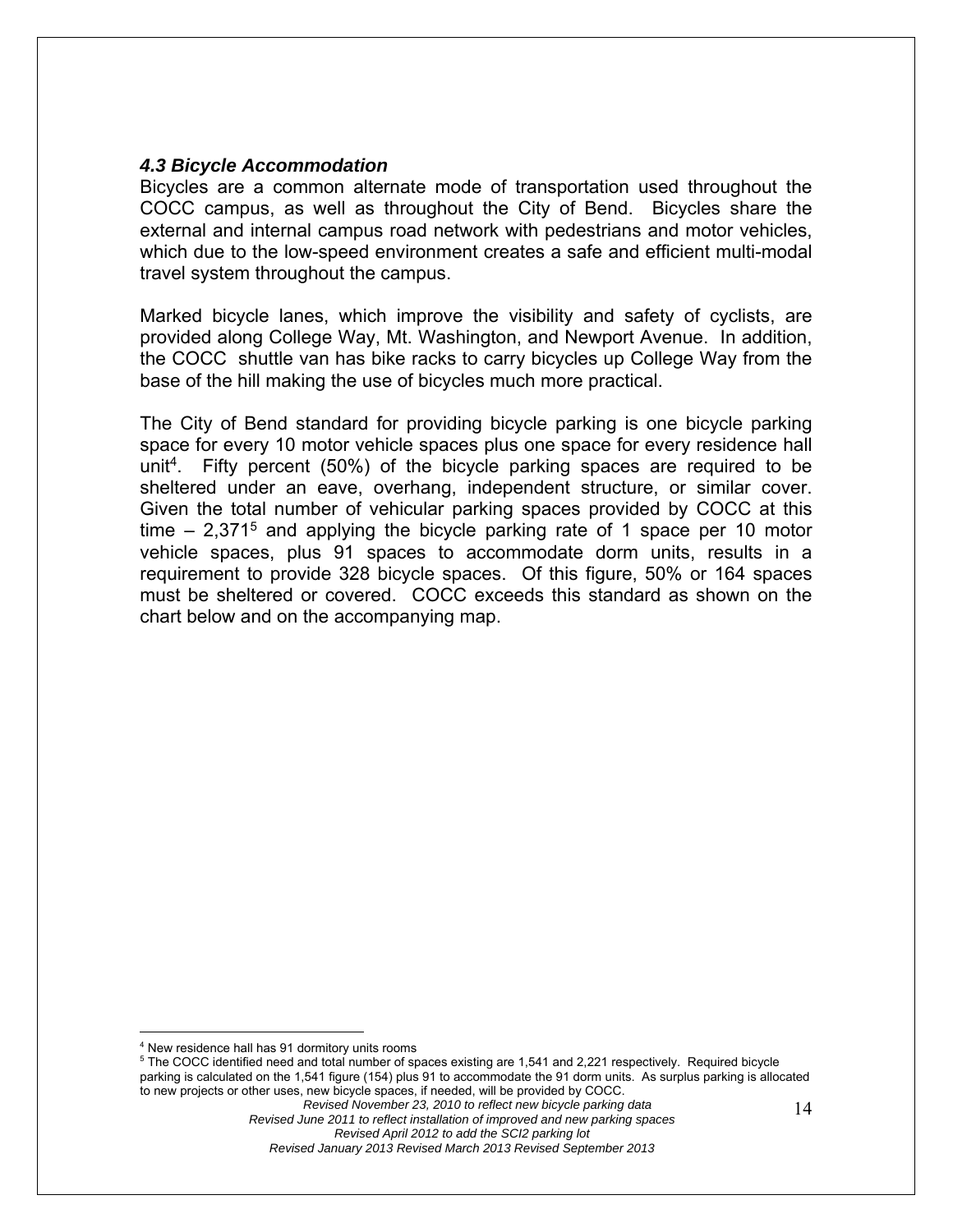### *4.3 Bicycle Accommodation*

Bicycles are a common alternate mode of transportation used throughout the COCC campus, as well as throughout the City of Bend. Bicycles share the external and internal campus road network with pedestrians and motor vehicles, which due to the low-speed environment creates a safe and efficient multi-modal travel system throughout the campus.

Marked bicycle lanes, which improve the visibility and safety of cyclists, are provided along College Way, Mt. Washington, and Newport Avenue. In addition, the COCC shuttle van has bike racks to carry bicycles up College Way from the base of the hill making the use of bicycles much more practical.

The City of Bend standard for providing bicycle parking is one bicycle parking space for every 10 motor vehicle spaces plus one space for every residence hall unit[4]. Fifty percent (50%) of the bicycle parking spaces are required to be sheltered under an eave, overhang, independent structure, or similar cover. Given the total number of vehicular parking spaces provided by COCC at this time – 2,371[5] and applying the bicycle parking rate of 1 space per 10 motor vehicle spaces, plus 91 spaces to accommodate dorm units, results in a requirement to provide 328 bicycle spaces. Of this figure, 50% or 164 spaces must be sheltered or covered. COCC exceeds this standard as shown on the chart below and on the accompanying map.

---

[4] New residence hall has 91 dormitory units rooms

[5] The COCC identified need and total number of spaces existing are 1,541 and 2,221 respectively. Required bicycle parking is calculated on the 1,541 figure (154) plus 91 to accommodate the 91 dorm units. As surplus parking is allocated to new projects or other uses, new bicycle spaces, if needed, will be provided by COCC.

*Revised November 23, 2010 to reflect new bicycle parking data*
*Revised June 2011 to reflect installation of improved and new parking spaces*
*Revised April 2012 to add the SCI2 parking lot*
*Revised January 2013 Revised March 2013 Revised September 2013*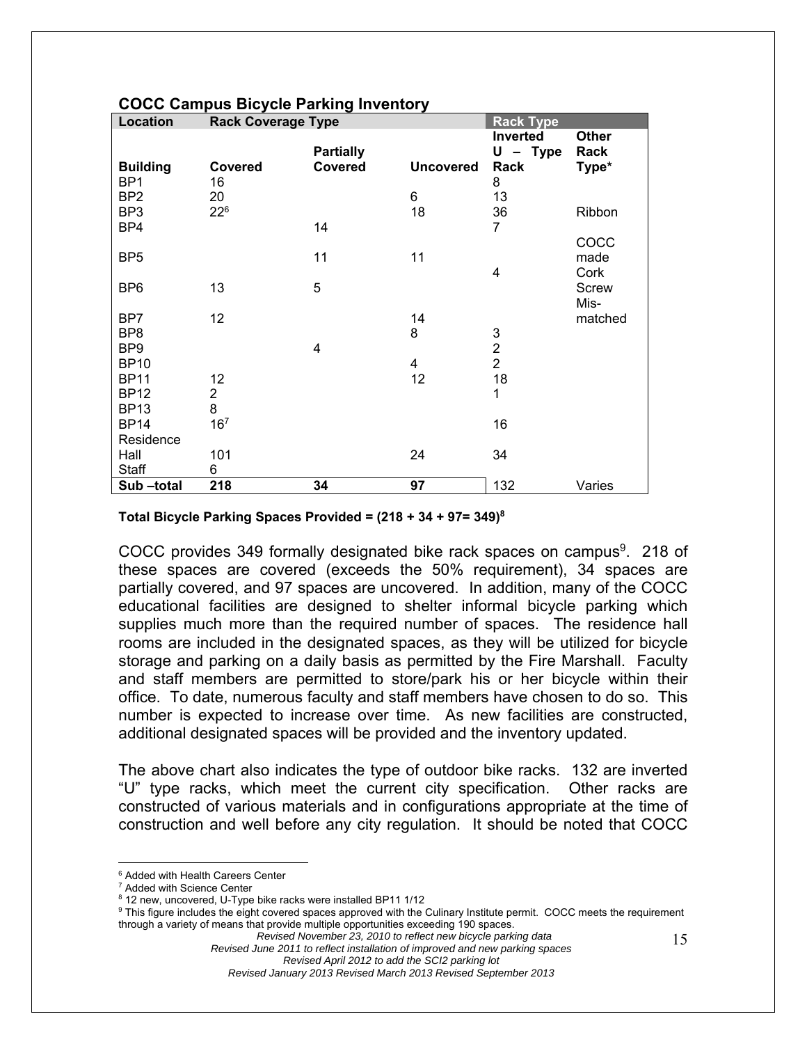**COCC Campus Bicycle Parking Inventory**

| Location | Rack Coverage Type | | | Rack Type | |
|---|---|---|---|---|---|
| Building | Covered | Partially Covered | Uncovered | Inverted U – Type Rack | Other Rack Type* |
| BP1 | 16 | | | 8 | |
| BP2 | 20 | | 6 | 13 | |
| BP3 | 22[6] | | 18 | 36 | Ribbon |
| BP4 | | 14 | | 7 | |
| BP5 | | 11 | 11 | 4 | COCC made |
| BP6 | 13 | 5 | | | Cork Screw |
| BP7 | 12 | | 14 | | Mis-matched |
| BP8 | | | 8 | 3 | |
| BP9 | | 4 | | 2 | |
| BP10 | | | 4 | 2 | |
| BP11 | 12 | | 12 | 18 | |
| BP12 | 2 | | | 1 | |
| BP13 | 8 | | | | |
| BP14 | 16[7] | | | 16 | |
| Residence Hall | 101 | | 24 | 34 | |
| Staff | 6 | | | | |
| **Sub –total** | **218** | **34** | **97** | 132 | Varies |

**Total Bicycle Parking Spaces Provided = (218 + 34 + 97= 349)[8]**

COCC provides 349 formally designated bike rack spaces on campus[9]. 218 of these spaces are covered (exceeds the 50% requirement), 34 spaces are partially covered, and 97 spaces are uncovered. In addition, many of the COCC educational facilities are designed to shelter informal bicycle parking which supplies much more than the required number of spaces. The residence hall rooms are included in the designated spaces, as they will be utilized for bicycle storage and parking on a daily basis as permitted by the Fire Marshall. Faculty and staff members are permitted to store/park his or her bicycle within their office. To date, numerous faculty and staff members have chosen to do so. This number is expected to increase over time. As new facilities are constructed, additional designated spaces will be provided and the inventory updated.

The above chart also indicates the type of outdoor bike racks. 132 are inverted "U" type racks, which meet the current city specification. Other racks are constructed of various materials and in configurations appropriate at the time of construction and well before any city regulation. It should be noted that COCC

---

[6] Added with Health Careers Center

[7] Added with Science Center

[8] 12 new, uncovered, U-Type bike racks were installed BP11 1/12

[9] This figure includes the eight covered spaces approved with the Culinary Institute permit. COCC meets the requirement through a variety of means that provide multiple opportunities exceeding 190 spaces.

*Revised November 23, 2010 to reflect new bicycle parking data*
*Revised June 2011 to reflect installation of improved and new parking spaces*
*Revised April 2012 to add the SCI2 parking lot*
*Revised January 2013 Revised March 2013 Revised September 2013*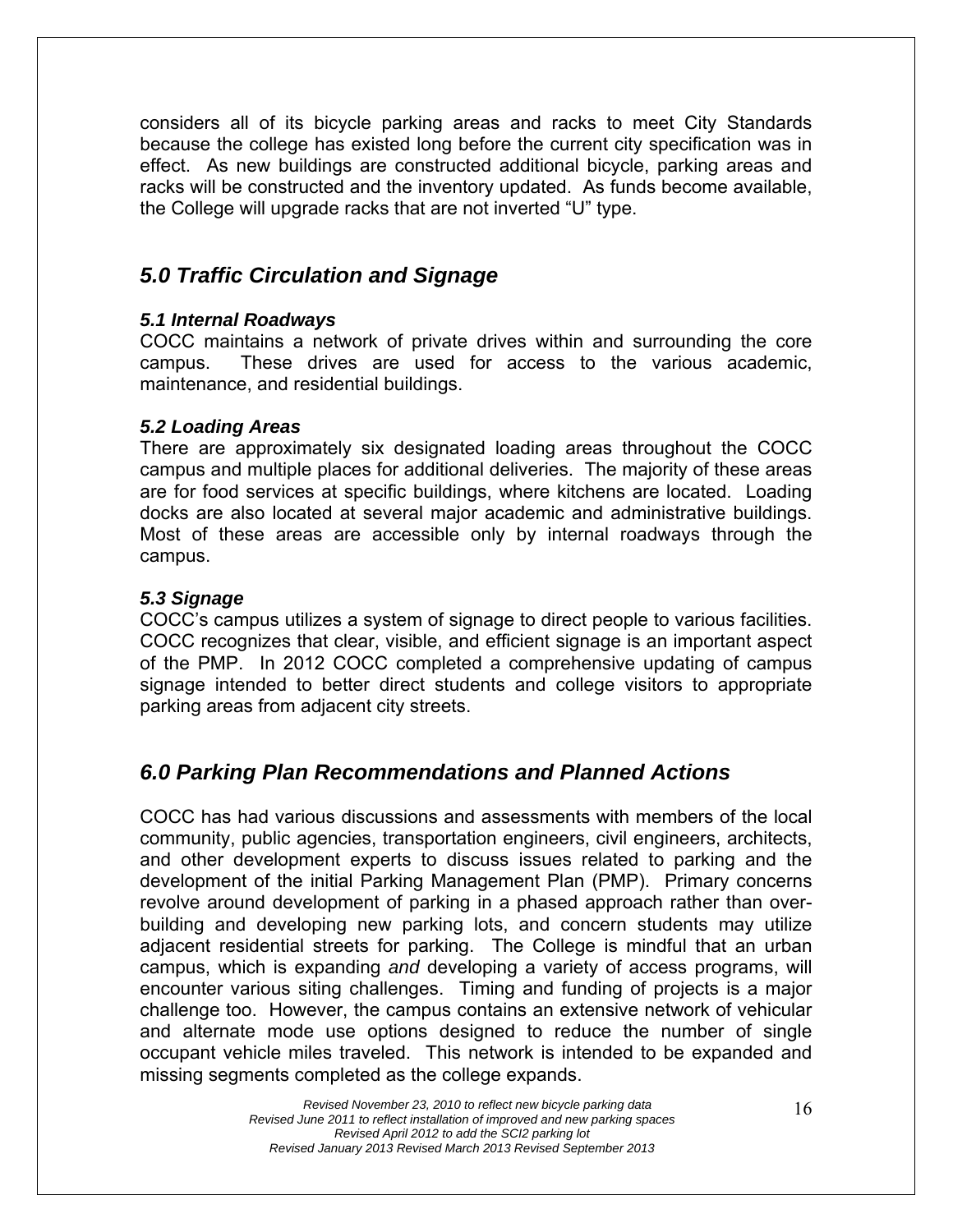considers all of its bicycle parking areas and racks to meet City Standards because the college has existed long before the current city specification was in effect. As new buildings are constructed additional bicycle, parking areas and racks will be constructed and the inventory updated. As funds become available, the College will upgrade racks that are not inverted "U" type.

## *5.0 Traffic Circulation and Signage*

### *5.1 Internal Roadways*

COCC maintains a network of private drives within and surrounding the core campus. These drives are used for access to the various academic, maintenance, and residential buildings.

### *5.2 Loading Areas*

There are approximately six designated loading areas throughout the COCC campus and multiple places for additional deliveries. The majority of these areas are for food services at specific buildings, where kitchens are located. Loading docks are also located at several major academic and administrative buildings. Most of these areas are accessible only by internal roadways through the campus.

### *5.3 Signage*

COCC's campus utilizes a system of signage to direct people to various facilities. COCC recognizes that clear, visible, and efficient signage is an important aspect of the PMP. In 2012 COCC completed a comprehensive updating of campus signage intended to better direct students and college visitors to appropriate parking areas from adjacent city streets.

## *6.0 Parking Plan Recommendations and Planned Actions*

COCC has had various discussions and assessments with members of the local community, public agencies, transportation engineers, civil engineers, architects, and other development experts to discuss issues related to parking and the development of the initial Parking Management Plan (PMP). Primary concerns revolve around development of parking in a phased approach rather than over-building and developing new parking lots, and concern students may utilize adjacent residential streets for parking. The College is mindful that an urban campus, which is expanding *and* developing a variety of access programs, will encounter various siting challenges. Timing and funding of projects is a major challenge too. However, the campus contains an extensive network of vehicular and alternate mode use options designed to reduce the number of single occupant vehicle miles traveled. This network is intended to be expanded and missing segments completed as the college expands.

*Revised November 23, 2010 to reflect new bicycle parking data*
*Revised June 2011 to reflect installation of improved and new parking spaces*
*Revised April 2012 to add the SCI2 parking lot*
*Revised January 2013 Revised March 2013 Revised September 2013*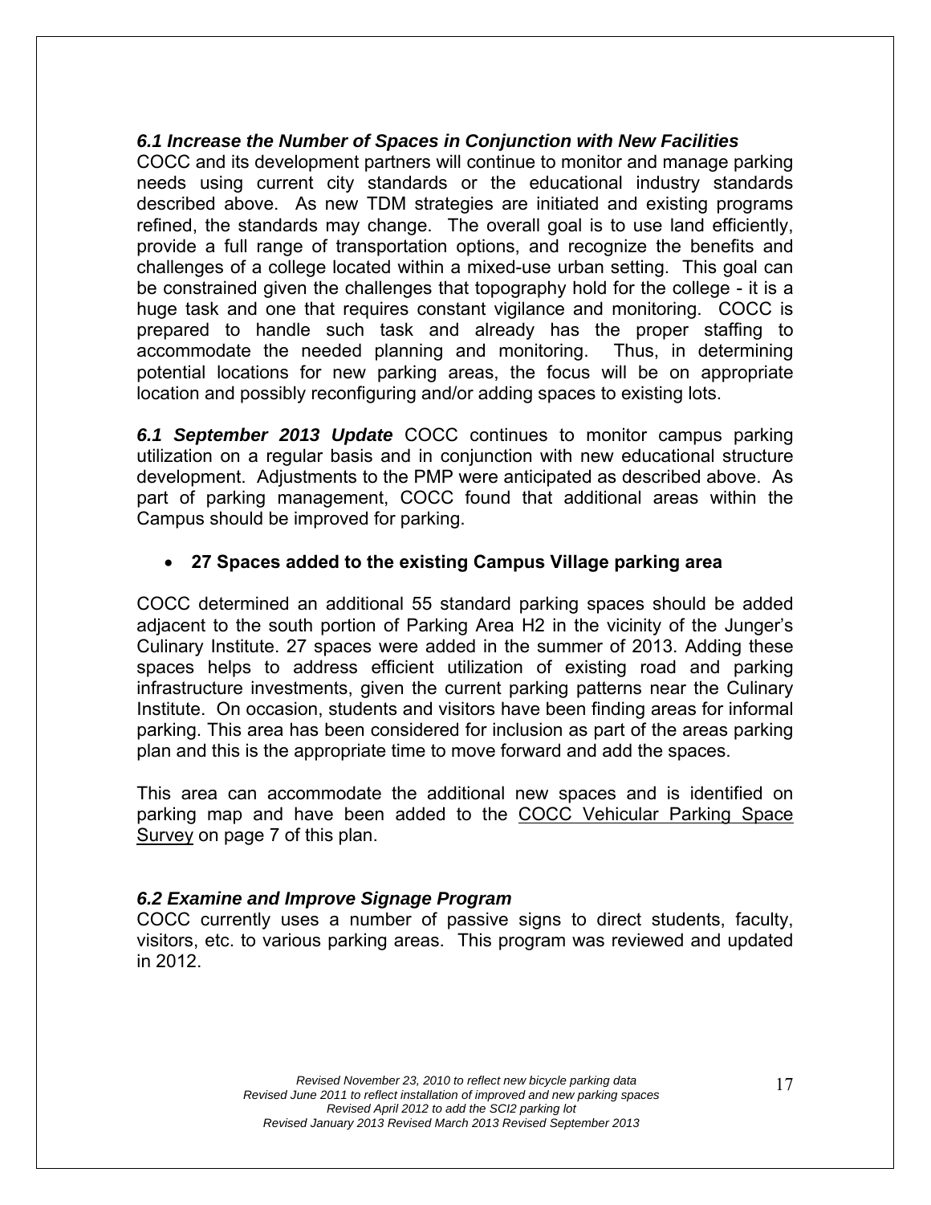### *6.1 Increase the Number of Spaces in Conjunction with New Facilities*

COCC and its development partners will continue to monitor and manage parking needs using current city standards or the educational industry standards described above. As new TDM strategies are initiated and existing programs refined, the standards may change. The overall goal is to use land efficiently, provide a full range of transportation options, and recognize the benefits and challenges of a college located within a mixed-use urban setting. This goal can be constrained given the challenges that topography hold for the college - it is a huge task and one that requires constant vigilance and monitoring. COCC is prepared to handle such task and already has the proper staffing to accommodate the needed planning and monitoring. Thus, in determining potential locations for new parking areas, the focus will be on appropriate location and possibly reconfiguring and/or adding spaces to existing lots.

***6.1 September 2013 Update*** COCC continues to monitor campus parking utilization on a regular basis and in conjunction with new educational structure development. Adjustments to the PMP were anticipated as described above. As part of parking management, COCC found that additional areas within the Campus should be improved for parking.

- **27 Spaces added to the existing Campus Village parking area**

COCC determined an additional 55 standard parking spaces should be added adjacent to the south portion of Parking Area H2 in the vicinity of the Junger's Culinary Institute. 27 spaces were added in the summer of 2013. Adding these spaces helps to address efficient utilization of existing road and parking infrastructure investments, given the current parking patterns near the Culinary Institute. On occasion, students and visitors have been finding areas for informal parking. This area has been considered for inclusion as part of the areas parking plan and this is the appropriate time to move forward and add the spaces.

This area can accommodate the additional new spaces and is identified on parking map and have been added to the COCC Vehicular Parking Space Survey on page 7 of this plan.

### *6.2 Examine and Improve Signage Program*

COCC currently uses a number of passive signs to direct students, faculty, visitors, etc. to various parking areas. This program was reviewed and updated in 2012.

*Revised November 23, 2010 to reflect new bicycle parking data*
*Revised June 2011 to reflect installation of improved and new parking spaces*
*Revised April 2012 to add the SCI2 parking lot*
*Revised January 2013 Revised March 2013 Revised September 2013*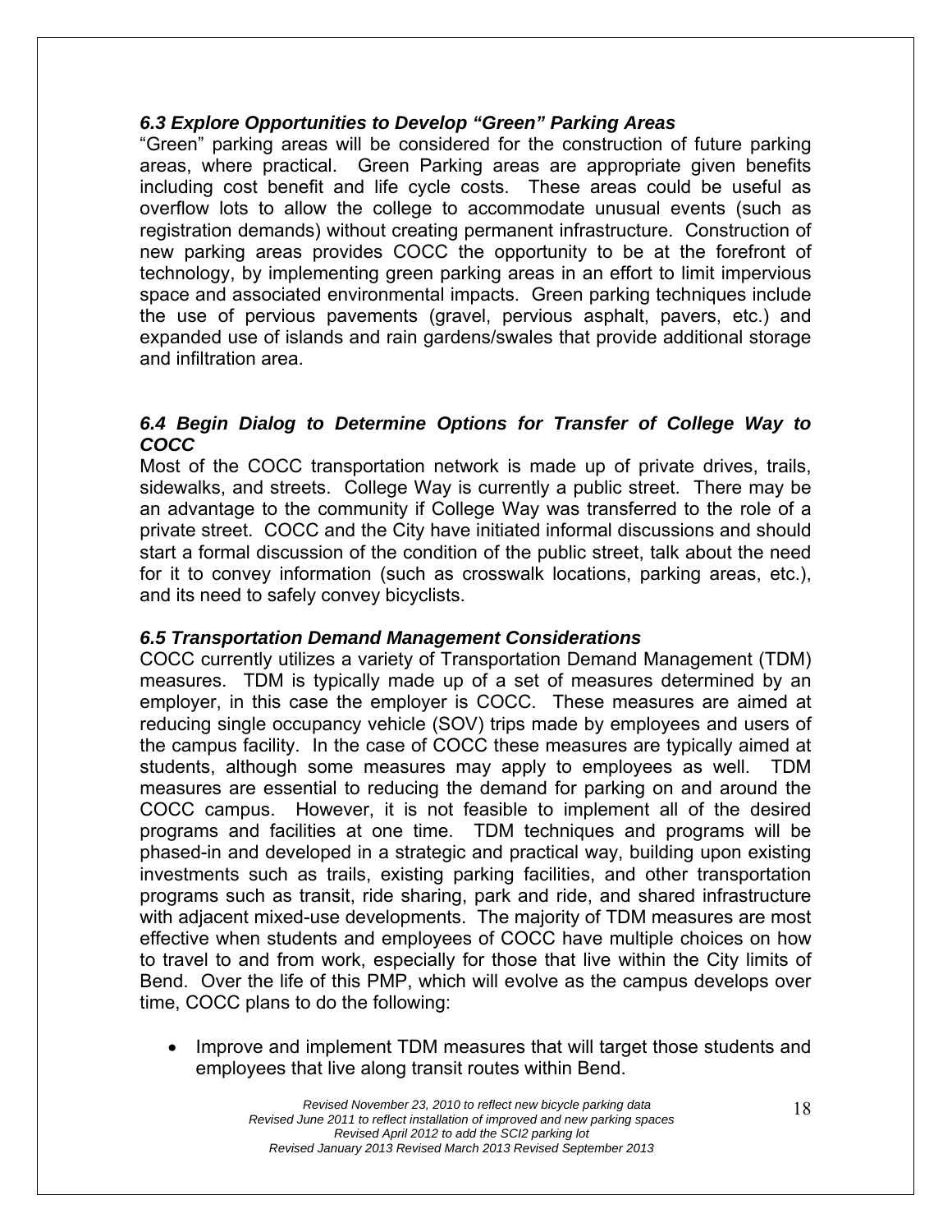### *6.3 Explore Opportunities to Develop "Green" Parking Areas*

"Green" parking areas will be considered for the construction of future parking areas, where practical. Green Parking areas are appropriate given benefits including cost benefit and life cycle costs. These areas could be useful as overflow lots to allow the college to accommodate unusual events (such as registration demands) without creating permanent infrastructure. Construction of new parking areas provides COCC the opportunity to be at the forefront of technology, by implementing green parking areas in an effort to limit impervious space and associated environmental impacts. Green parking techniques include the use of pervious pavements (gravel, pervious asphalt, pavers, etc.) and expanded use of islands and rain gardens/swales that provide additional storage and infiltration area.

### *6.4 Begin Dialog to Determine Options for Transfer of College Way to COCC*

Most of the COCC transportation network is made up of private drives, trails, sidewalks, and streets. College Way is currently a public street. There may be an advantage to the community if College Way was transferred to the role of a private street. COCC and the City have initiated informal discussions and should start a formal discussion of the condition of the public street, talk about the need for it to convey information (such as crosswalk locations, parking areas, etc.), and its need to safely convey bicyclists.

### *6.5 Transportation Demand Management Considerations*

COCC currently utilizes a variety of Transportation Demand Management (TDM) measures. TDM is typically made up of a set of measures determined by an employer, in this case the employer is COCC. These measures are aimed at reducing single occupancy vehicle (SOV) trips made by employees and users of the campus facility. In the case of COCC these measures are typically aimed at students, although some measures may apply to employees as well. TDM measures are essential to reducing the demand for parking on and around the COCC campus. However, it is not feasible to implement all of the desired programs and facilities at one time. TDM techniques and programs will be phased-in and developed in a strategic and practical way, building upon existing investments such as trails, existing parking facilities, and other transportation programs such as transit, ride sharing, park and ride, and shared infrastructure with adjacent mixed-use developments. The majority of TDM measures are most effective when students and employees of COCC have multiple choices on how to travel to and from work, especially for those that live within the City limits of Bend. Over the life of this PMP, which will evolve as the campus develops over time, COCC plans to do the following:

- Improve and implement TDM measures that will target those students and employees that live along transit routes within Bend.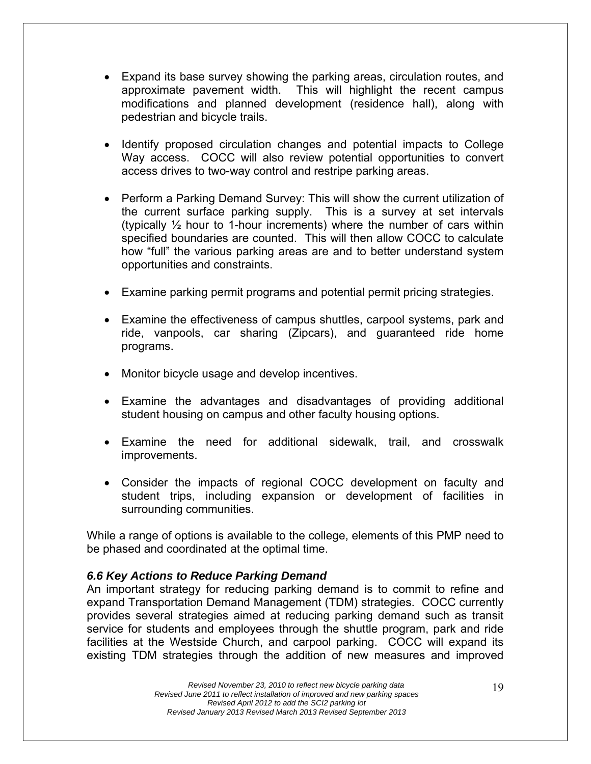- Expand its base survey showing the parking areas, circulation routes, and approximate pavement width. This will highlight the recent campus modifications and planned development (residence hall), along with pedestrian and bicycle trails.

- Identify proposed circulation changes and potential impacts to College Way access. COCC will also review potential opportunities to convert access drives to two-way control and restripe parking areas.

- Perform a Parking Demand Survey: This will show the current utilization of the current surface parking supply. This is a survey at set intervals (typically ½ hour to 1-hour increments) where the number of cars within specified boundaries are counted. This will then allow COCC to calculate how "full" the various parking areas are and to better understand system opportunities and constraints.

- Examine parking permit programs and potential permit pricing strategies.

- Examine the effectiveness of campus shuttles, carpool systems, park and ride, vanpools, car sharing (Zipcars), and guaranteed ride home programs.

- Monitor bicycle usage and develop incentives.

- Examine the advantages and disadvantages of providing additional student housing on campus and other faculty housing options.

- Examine the need for additional sidewalk, trail, and crosswalk improvements.

- Consider the impacts of regional COCC development on faculty and student trips, including expansion or development of facilities in surrounding communities.

While a range of options is available to the college, elements of this PMP need to be phased and coordinated at the optimal time.

### *6.6 Key Actions to Reduce Parking Demand*

An important strategy for reducing parking demand is to commit to refine and expand Transportation Demand Management (TDM) strategies. COCC currently provides several strategies aimed at reducing parking demand such as transit service for students and employees through the shuttle program, park and ride facilities at the Westside Church, and carpool parking. COCC will expand its existing TDM strategies through the addition of new measures and improved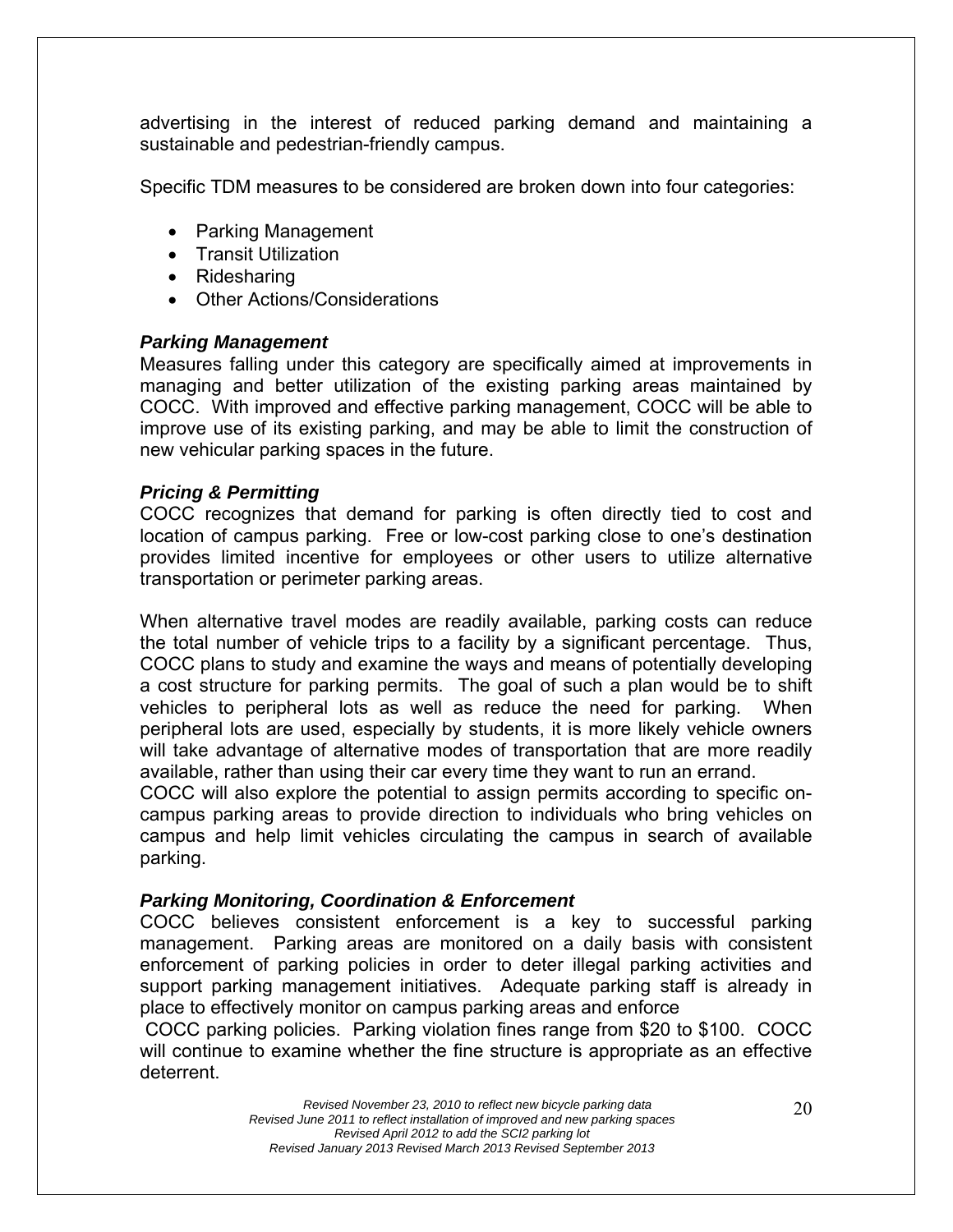advertising in the interest of reduced parking demand and maintaining a sustainable and pedestrian-friendly campus.

Specific TDM measures to be considered are broken down into four categories:

- Parking Management
- Transit Utilization
- Ridesharing
- Other Actions/Considerations

***Parking Management***

Measures falling under this category are specifically aimed at improvements in managing and better utilization of the existing parking areas maintained by COCC. With improved and effective parking management, COCC will be able to improve use of its existing parking, and may be able to limit the construction of new vehicular parking spaces in the future.

***Pricing & Permitting***

COCC recognizes that demand for parking is often directly tied to cost and location of campus parking. Free or low-cost parking close to one's destination provides limited incentive for employees or other users to utilize alternative transportation or perimeter parking areas.

When alternative travel modes are readily available, parking costs can reduce the total number of vehicle trips to a facility by a significant percentage. Thus, COCC plans to study and examine the ways and means of potentially developing a cost structure for parking permits. The goal of such a plan would be to shift vehicles to peripheral lots as well as reduce the need for parking. When peripheral lots are used, especially by students, it is more likely vehicle owners will take advantage of alternative modes of transportation that are more readily available, rather than using their car every time they want to run an errand.

COCC will also explore the potential to assign permits according to specific on-campus parking areas to provide direction to individuals who bring vehicles on campus and help limit vehicles circulating the campus in search of available parking.

***Parking Monitoring, Coordination & Enforcement***

COCC believes consistent enforcement is a key to successful parking management. Parking areas are monitored on a daily basis with consistent enforcement of parking policies in order to deter illegal parking activities and support parking management initiatives. Adequate parking staff is already in place to effectively monitor on campus parking areas and enforce COCC parking policies. Parking violation fines range from $20 to $100. COCC will continue to examine whether the fine structure is appropriate as an effective deterrent.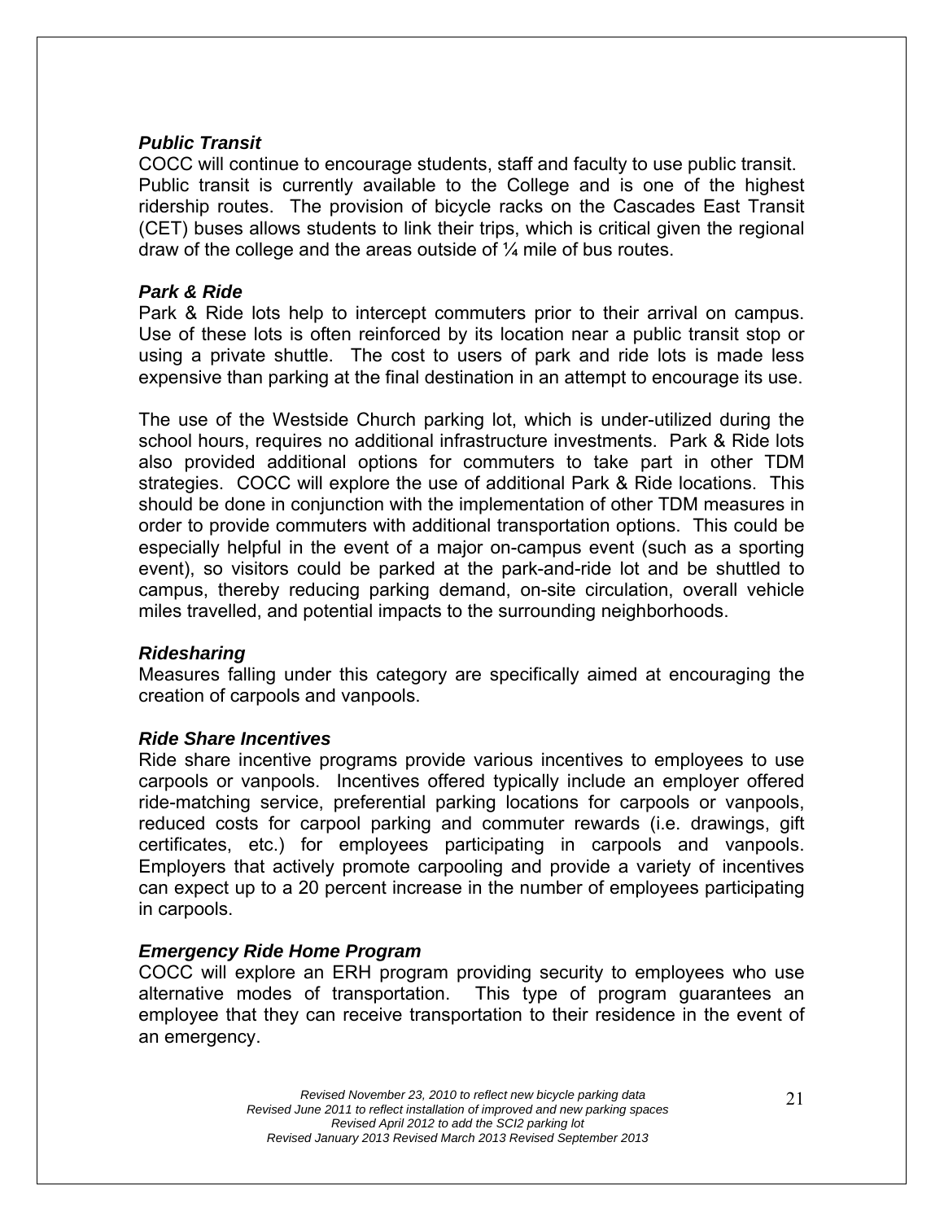### *Public Transit*

COCC will continue to encourage students, staff and faculty to use public transit. Public transit is currently available to the College and is one of the highest ridership routes. The provision of bicycle racks on the Cascades East Transit (CET) buses allows students to link their trips, which is critical given the regional draw of the college and the areas outside of ¼ mile of bus routes.

### *Park & Ride*

Park & Ride lots help to intercept commuters prior to their arrival on campus. Use of these lots is often reinforced by its location near a public transit stop or using a private shuttle. The cost to users of park and ride lots is made less expensive than parking at the final destination in an attempt to encourage its use.

The use of the Westside Church parking lot, which is under-utilized during the school hours, requires no additional infrastructure investments. Park & Ride lots also provided additional options for commuters to take part in other TDM strategies. COCC will explore the use of additional Park & Ride locations. This should be done in conjunction with the implementation of other TDM measures in order to provide commuters with additional transportation options. This could be especially helpful in the event of a major on-campus event (such as a sporting event), so visitors could be parked at the park-and-ride lot and be shuttled to campus, thereby reducing parking demand, on-site circulation, overall vehicle miles travelled, and potential impacts to the surrounding neighborhoods.

### *Ridesharing*

Measures falling under this category are specifically aimed at encouraging the creation of carpools and vanpools.

### *Ride Share Incentives*

Ride share incentive programs provide various incentives to employees to use carpools or vanpools. Incentives offered typically include an employer offered ride-matching service, preferential parking locations for carpools or vanpools, reduced costs for carpool parking and commuter rewards (i.e. drawings, gift certificates, etc.) for employees participating in carpools and vanpools. Employers that actively promote carpooling and provide a variety of incentives can expect up to a 20 percent increase in the number of employees participating in carpools.

### *Emergency Ride Home Program*

COCC will explore an ERH program providing security to employees who use alternative modes of transportation. This type of program guarantees an employee that they can receive transportation to their residence in the event of an emergency.

*Revised November 23, 2010 to reflect new bicycle parking data*
*Revised June 2011 to reflect installation of improved and new parking spaces*
*Revised April 2012 to add the SCI2 parking lot*
*Revised January 2013 Revised March 2013 Revised September 2013*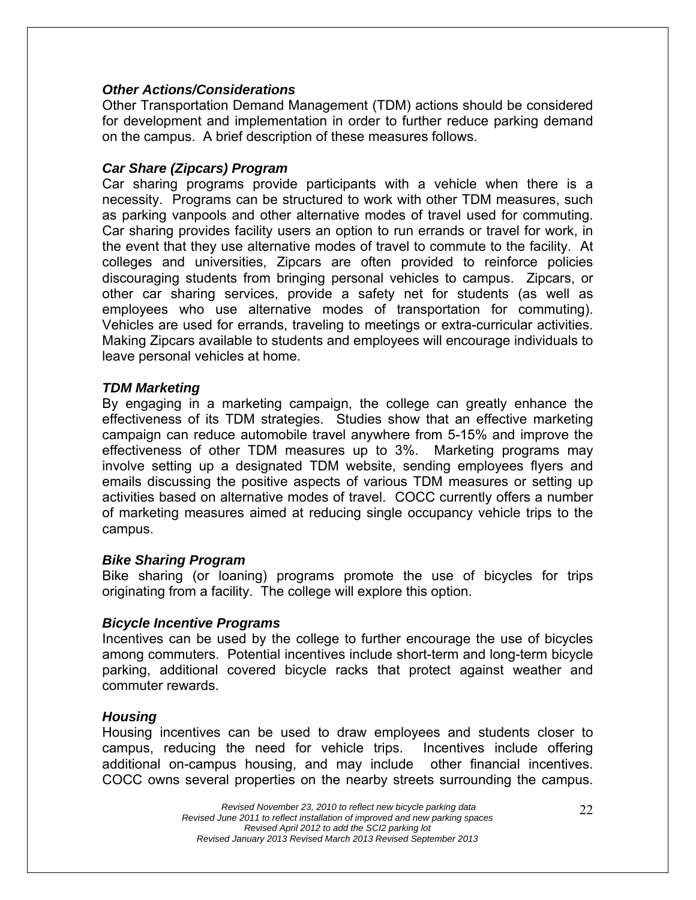### *Other Actions/Considerations*

Other Transportation Demand Management (TDM) actions should be considered for development and implementation in order to further reduce parking demand on the campus. A brief description of these measures follows.

### *Car Share (Zipcars) Program*

Car sharing programs provide participants with a vehicle when there is a necessity. Programs can be structured to work with other TDM measures, such as parking vanpools and other alternative modes of travel used for commuting. Car sharing provides facility users an option to run errands or travel for work, in the event that they use alternative modes of travel to commute to the facility. At colleges and universities, Zipcars are often provided to reinforce policies discouraging students from bringing personal vehicles to campus. Zipcars, or other car sharing services, provide a safety net for students (as well as employees who use alternative modes of transportation for commuting). Vehicles are used for errands, traveling to meetings or extra-curricular activities. Making Zipcars available to students and employees will encourage individuals to leave personal vehicles at home.

### *TDM Marketing*

By engaging in a marketing campaign, the college can greatly enhance the effectiveness of its TDM strategies. Studies show that an effective marketing campaign can reduce automobile travel anywhere from 5-15% and improve the effectiveness of other TDM measures up to 3%. Marketing programs may involve setting up a designated TDM website, sending employees flyers and emails discussing the positive aspects of various TDM measures or setting up activities based on alternative modes of travel. COCC currently offers a number of marketing measures aimed at reducing single occupancy vehicle trips to the campus.

### *Bike Sharing Program*

Bike sharing (or loaning) programs promote the use of bicycles for trips originating from a facility. The college will explore this option.

### *Bicycle Incentive Programs*

Incentives can be used by the college to further encourage the use of bicycles among commuters. Potential incentives include short-term and long-term bicycle parking, additional covered bicycle racks that protect against weather and commuter rewards.

### *Housing*

Housing incentives can be used to draw employees and students closer to campus, reducing the need for vehicle trips. Incentives include offering additional on-campus housing, and may include other financial incentives. COCC owns several properties on the nearby streets surrounding the campus.

*Revised November 23, 2010 to reflect new bicycle parking data*
*Revised June 2011 to reflect installation of improved and new parking spaces*
*Revised April 2012 to add the SCI2 parking lot*
*Revised January 2013 Revised March 2013 Revised September 2013*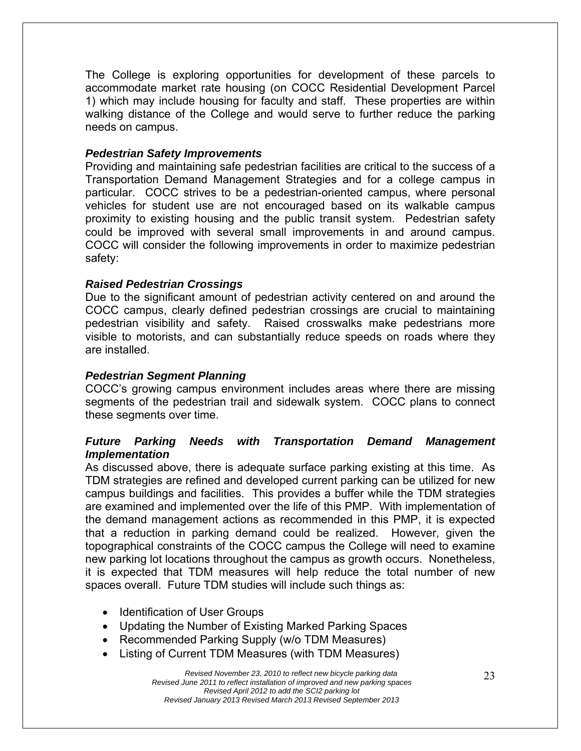The College is exploring opportunities for development of these parcels to accommodate market rate housing (on COCC Residential Development Parcel 1) which may include housing for faculty and staff. These properties are within walking distance of the College and would serve to further reduce the parking needs on campus.

***Pedestrian Safety Improvements***

Providing and maintaining safe pedestrian facilities are critical to the success of a Transportation Demand Management Strategies and for a college campus in particular. COCC strives to be a pedestrian-oriented campus, where personal vehicles for student use are not encouraged based on its walkable campus proximity to existing housing and the public transit system. Pedestrian safety could be improved with several small improvements in and around campus. COCC will consider the following improvements in order to maximize pedestrian safety:

***Raised Pedestrian Crossings***

Due to the significant amount of pedestrian activity centered on and around the COCC campus, clearly defined pedestrian crossings are crucial to maintaining pedestrian visibility and safety. Raised crosswalks make pedestrians more visible to motorists, and can substantially reduce speeds on roads where they are installed.

***Pedestrian Segment Planning***

COCC's growing campus environment includes areas where there are missing segments of the pedestrian trail and sidewalk system. COCC plans to connect these segments over time.

***Future Parking Needs with Transportation Demand Management Implementation***

As discussed above, there is adequate surface parking existing at this time. As TDM strategies are refined and developed current parking can be utilized for new campus buildings and facilities. This provides a buffer while the TDM strategies are examined and implemented over the life of this PMP. With implementation of the demand management actions as recommended in this PMP, it is expected that a reduction in parking demand could be realized. However, given the topographical constraints of the COCC campus the College will need to examine new parking lot locations throughout the campus as growth occurs. Nonetheless, it is expected that TDM measures will help reduce the total number of new spaces overall. Future TDM studies will include such things as:

- Identification of User Groups
- Updating the Number of Existing Marked Parking Spaces
- Recommended Parking Supply (w/o TDM Measures)
- Listing of Current TDM Measures (with TDM Measures)

*Revised November 23, 2010 to reflect new bicycle parking data*
*Revised June 2011 to reflect installation of improved and new parking spaces*
*Revised April 2012 to add the SCI2 parking lot*
*Revised January 2013 Revised March 2013 Revised September 2013*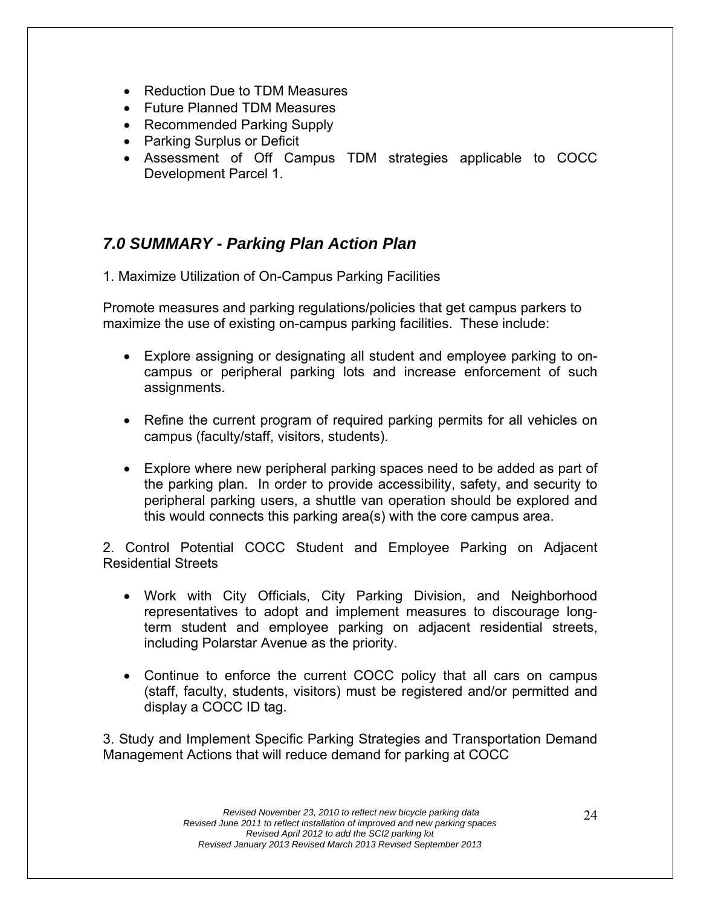- Reduction Due to TDM Measures
- Future Planned TDM Measures
- Recommended Parking Supply
- Parking Surplus or Deficit
- Assessment of Off Campus TDM strategies applicable to COCC Development Parcel 1.

## *7.0 SUMMARY - Parking Plan Action Plan*

1. Maximize Utilization of On-Campus Parking Facilities

Promote measures and parking regulations/policies that get campus parkers to maximize the use of existing on-campus parking facilities. These include:

- Explore assigning or designating all student and employee parking to on-campus or peripheral parking lots and increase enforcement of such assignments.
- Refine the current program of required parking permits for all vehicles on campus (faculty/staff, visitors, students).
- Explore where new peripheral parking spaces need to be added as part of the parking plan. In order to provide accessibility, safety, and security to peripheral parking users, a shuttle van operation should be explored and this would connects this parking area(s) with the core campus area.

2. Control Potential COCC Student and Employee Parking on Adjacent Residential Streets

- Work with City Officials, City Parking Division, and Neighborhood representatives to adopt and implement measures to discourage long-term student and employee parking on adjacent residential streets, including Polarstar Avenue as the priority.
- Continue to enforce the current COCC policy that all cars on campus (staff, faculty, students, visitors) must be registered and/or permitted and display a COCC ID tag.

3. Study and Implement Specific Parking Strategies and Transportation Demand Management Actions that will reduce demand for parking at COCC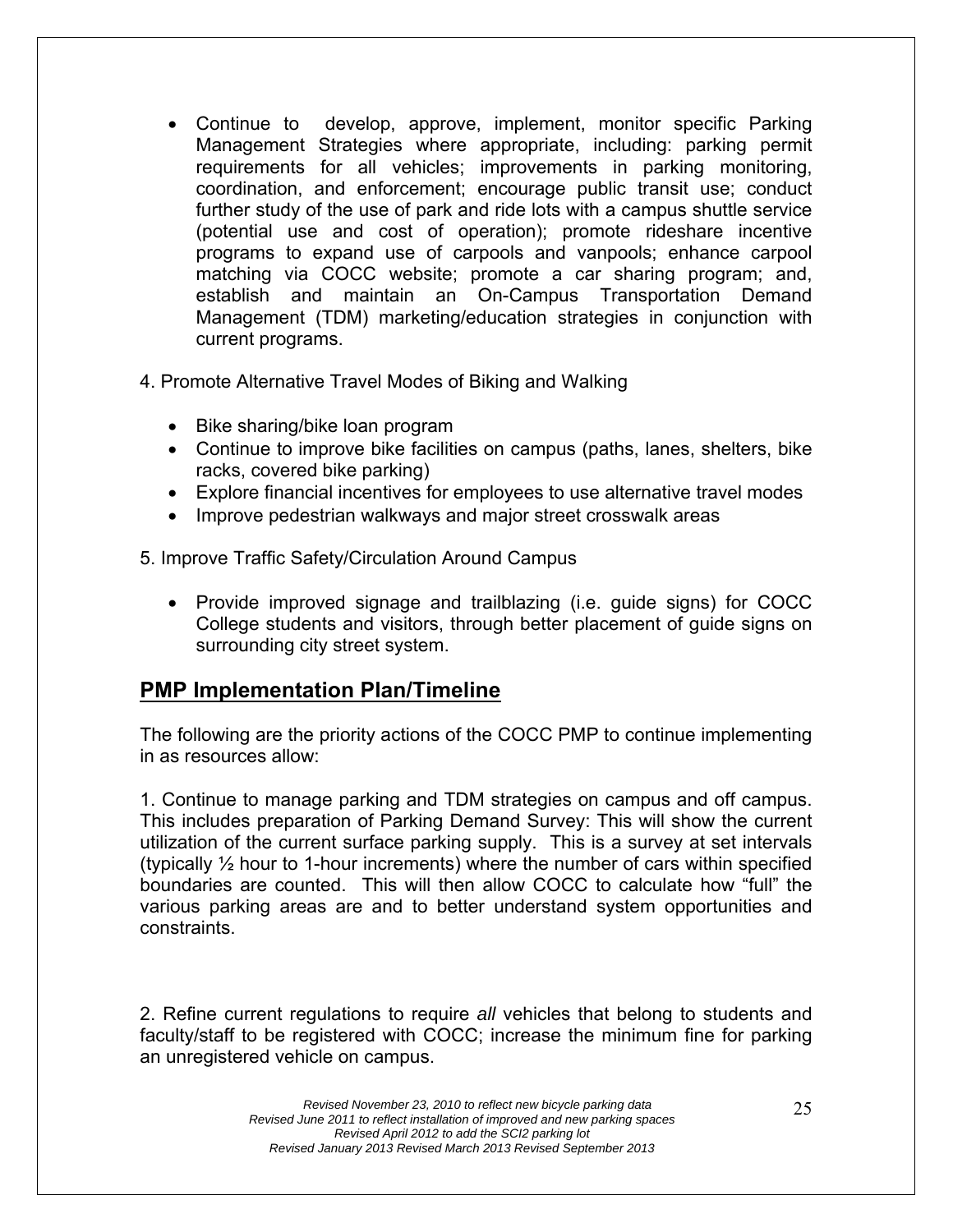- Continue to develop, approve, implement, monitor specific Parking Management Strategies where appropriate, including: parking permit requirements for all vehicles; improvements in parking monitoring, coordination, and enforcement; encourage public transit use; conduct further study of the use of park and ride lots with a campus shuttle service (potential use and cost of operation); promote rideshare incentive programs to expand use of carpools and vanpools; enhance carpool matching via COCC website; promote a car sharing program; and, establish and maintain an On-Campus Transportation Demand Management (TDM) marketing/education strategies in conjunction with current programs.

4. Promote Alternative Travel Modes of Biking and Walking

- Bike sharing/bike loan program
- Continue to improve bike facilities on campus (paths, lanes, shelters, bike racks, covered bike parking)
- Explore financial incentives for employees to use alternative travel modes
- Improve pedestrian walkways and major street crosswalk areas

5. Improve Traffic Safety/Circulation Around Campus

- Provide improved signage and trailblazing (i.e. guide signs) for COCC College students and visitors, through better placement of guide signs on surrounding city street system.

## PMP Implementation Plan/Timeline

The following are the priority actions of the COCC PMP to continue implementing in as resources allow:

1. Continue to manage parking and TDM strategies on campus and off campus. This includes preparation of Parking Demand Survey: This will show the current utilization of the current surface parking supply. This is a survey at set intervals (typically ½ hour to 1-hour increments) where the number of cars within specified boundaries are counted. This will then allow COCC to calculate how "full" the various parking areas are and to better understand system opportunities and constraints.

2. Refine current regulations to require *all* vehicles that belong to students and faculty/staff to be registered with COCC; increase the minimum fine for parking an unregistered vehicle on campus.

*Revised November 23, 2010 to reflect new bicycle parking data*
*Revised June 2011 to reflect installation of improved and new parking spaces*
*Revised April 2012 to add the SCI2 parking lot*
*Revised January 2013 Revised March 2013 Revised September 2013*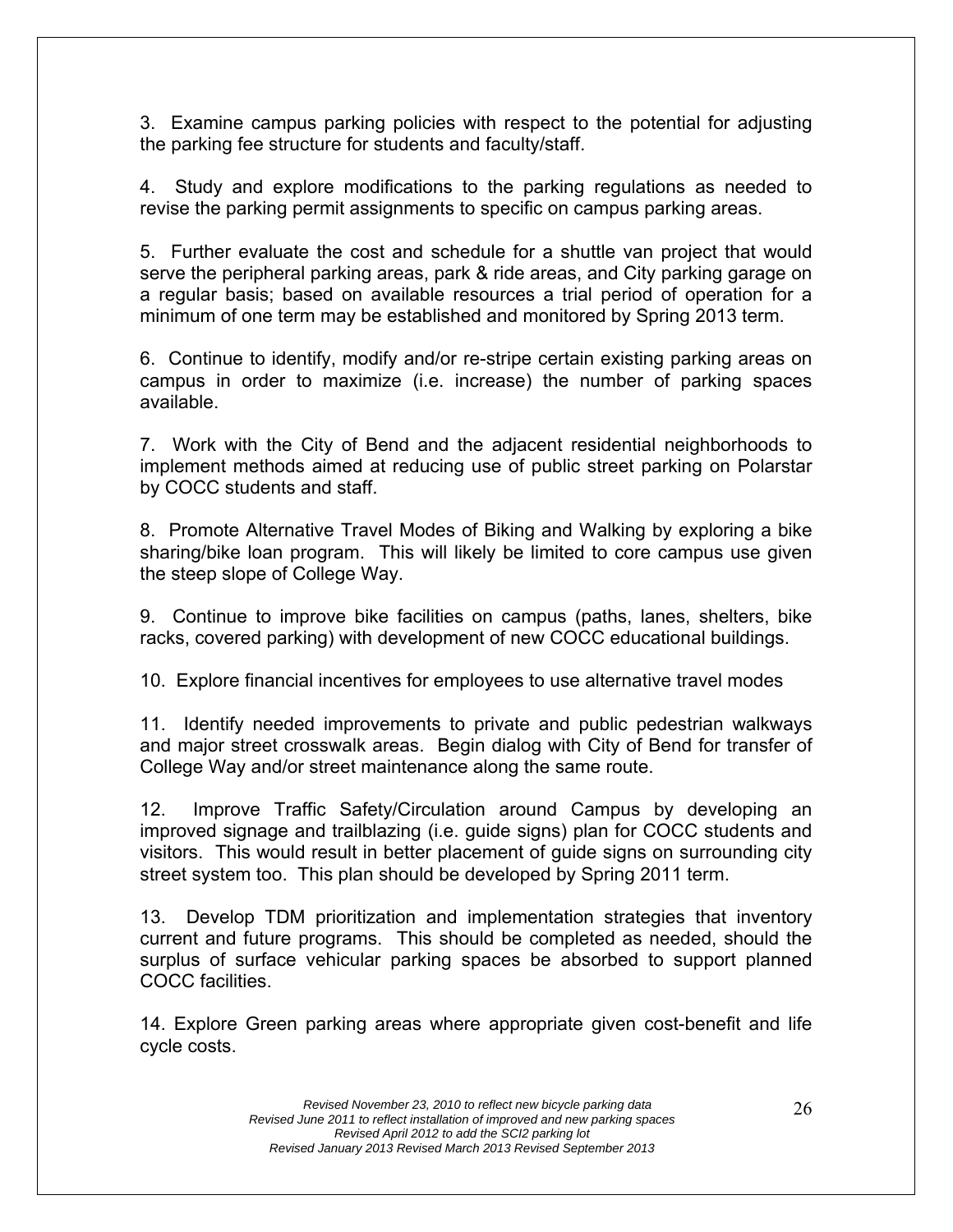3. Examine campus parking policies with respect to the potential for adjusting the parking fee structure for students and faculty/staff.

4. Study and explore modifications to the parking regulations as needed to revise the parking permit assignments to specific on campus parking areas.

5. Further evaluate the cost and schedule for a shuttle van project that would serve the peripheral parking areas, park & ride areas, and City parking garage on a regular basis; based on available resources a trial period of operation for a minimum of one term may be established and monitored by Spring 2013 term.

6. Continue to identify, modify and/or re-stripe certain existing parking areas on campus in order to maximize (i.e. increase) the number of parking spaces available.

7. Work with the City of Bend and the adjacent residential neighborhoods to implement methods aimed at reducing use of public street parking on Polarstar by COCC students and staff.

8. Promote Alternative Travel Modes of Biking and Walking by exploring a bike sharing/bike loan program. This will likely be limited to core campus use given the steep slope of College Way.

9. Continue to improve bike facilities on campus (paths, lanes, shelters, bike racks, covered parking) with development of new COCC educational buildings.

10. Explore financial incentives for employees to use alternative travel modes

11. Identify needed improvements to private and public pedestrian walkways and major street crosswalk areas. Begin dialog with City of Bend for transfer of College Way and/or street maintenance along the same route.

12. Improve Traffic Safety/Circulation around Campus by developing an improved signage and trailblazing (i.e. guide signs) plan for COCC students and visitors. This would result in better placement of guide signs on surrounding city street system too. This plan should be developed by Spring 2011 term.

13. Develop TDM prioritization and implementation strategies that inventory current and future programs. This should be completed as needed, should the surplus of surface vehicular parking spaces be absorbed to support planned COCC facilities.

14. Explore Green parking areas where appropriate given cost-benefit and life cycle costs.

*Revised November 23, 2010 to reflect new bicycle parking data*
*Revised June 2011 to reflect installation of improved and new parking spaces*
*Revised April 2012 to add the SCI2 parking lot*
*Revised January 2013 Revised March 2013 Revised September 2013*